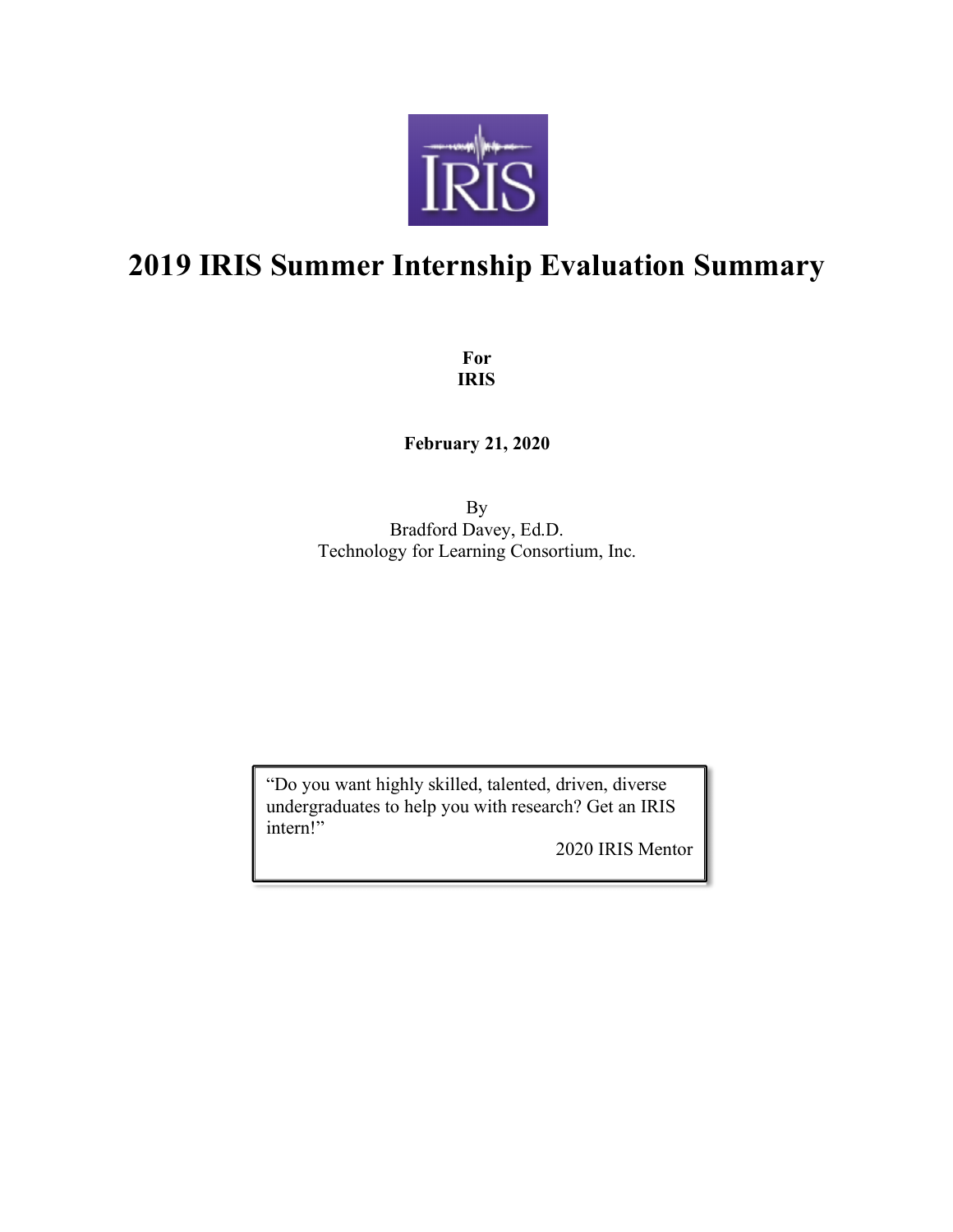IRIS

# 2019 IRIS Summer Internship Evaluation Summary

**For**
**IRIS**

**February 21, 2020**

By
Bradford Davey, Ed.D.
Technology for Learning Consortium, Inc.

> "Do you want highly skilled, talented, driven, diverse undergraduates to help you with research? Get an IRIS intern!"
>
> 2020 IRIS Mentor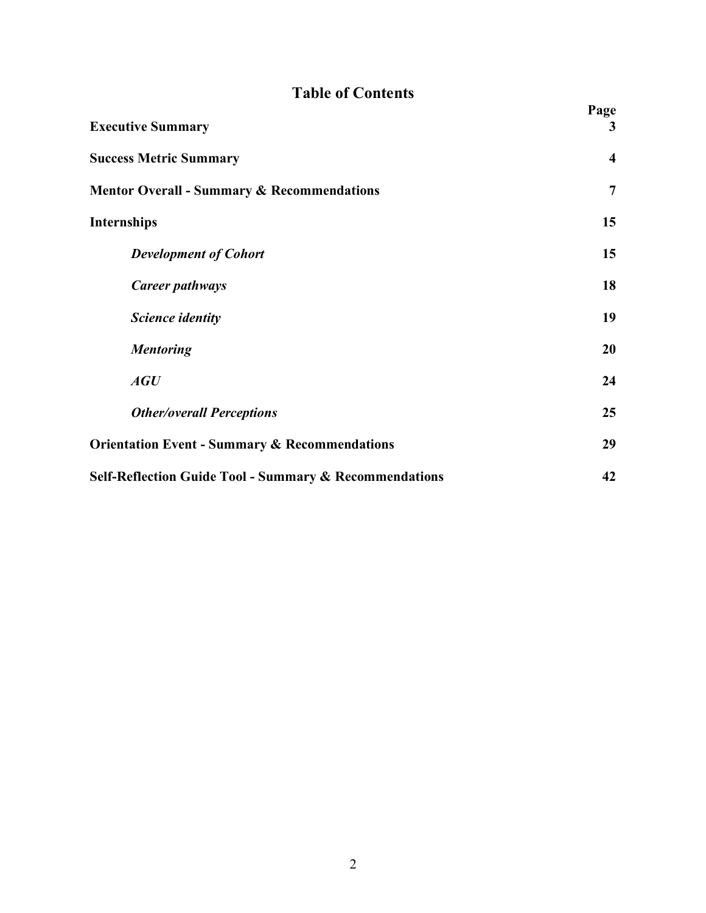# Table of Contents

| | Page |
|---|---|
| **Executive Summary** | **3** |
| **Success Metric Summary** | **4** |
| **Mentor Overall - Summary & Recommendations** | **7** |
| **Internships** | **15** |
| ***Development of Cohort*** | **15** |
| ***Career pathways*** | **18** |
| ***Science identity*** | **19** |
| ***Mentoring*** | **20** |
| ***AGU*** | **24** |
| ***Other/overall Perceptions*** | **25** |
| **Orientation Event - Summary & Recommendations** | **29** |
| **Self-Reflection Guide Tool - Summary & Recommendations** | **42** |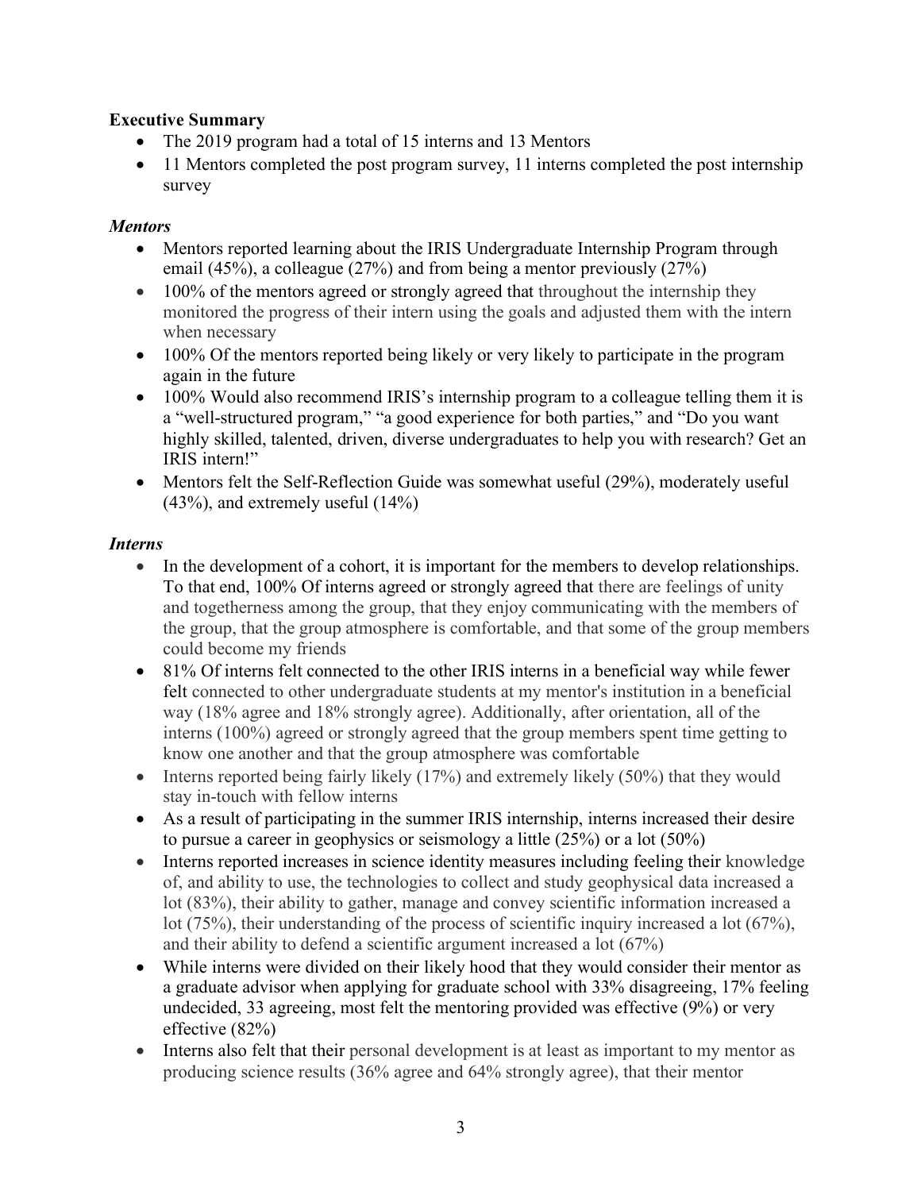**Executive Summary**

- The 2019 program had a total of 15 interns and 13 Mentors
- 11 Mentors completed the post program survey, 11 interns completed the post internship survey

### *Mentors*

- Mentors reported learning about the IRIS Undergraduate Internship Program through email (45%), a colleague (27%) and from being a mentor previously (27%)
- 100% of the mentors agreed or strongly agreed that throughout the internship they monitored the progress of their intern using the goals and adjusted them with the intern when necessary
- 100% Of the mentors reported being likely or very likely to participate in the program again in the future
- 100% Would also recommend IRIS's internship program to a colleague telling them it is a "well-structured program," "a good experience for both parties," and "Do you want highly skilled, talented, driven, diverse undergraduates to help you with research? Get an IRIS intern!"
- Mentors felt the Self-Reflection Guide was somewhat useful (29%), moderately useful (43%), and extremely useful (14%)

### *Interns*

- In the development of a cohort, it is important for the members to develop relationships. To that end, 100% Of interns agreed or strongly agreed that there are feelings of unity and togetherness among the group, that they enjoy communicating with the members of the group, that the group atmosphere is comfortable, and that some of the group members could become my friends
- 81% Of interns felt connected to the other IRIS interns in a beneficial way while fewer felt connected to other undergraduate students at my mentor's institution in a beneficial way (18% agree and 18% strongly agree). Additionally, after orientation, all of the interns (100%) agreed or strongly agreed that the group members spent time getting to know one another and that the group atmosphere was comfortable
- Interns reported being fairly likely (17%) and extremely likely (50%) that they would stay in-touch with fellow interns
- As a result of participating in the summer IRIS internship, interns increased their desire to pursue a career in geophysics or seismology a little (25%) or a lot (50%)
- Interns reported increases in science identity measures including feeling their knowledge of, and ability to use, the technologies to collect and study geophysical data increased a lot (83%), their ability to gather, manage and convey scientific information increased a lot (75%), their understanding of the process of scientific inquiry increased a lot (67%), and their ability to defend a scientific argument increased a lot (67%)
- While interns were divided on their likely hood that they would consider their mentor as a graduate advisor when applying for graduate school with 33% disagreeing, 17% feeling undecided, 33 agreeing, most felt the mentoring provided was effective (9%) or very effective (82%)
- Interns also felt that their personal development is at least as important to my mentor as producing science results (36% agree and 64% strongly agree), that their mentor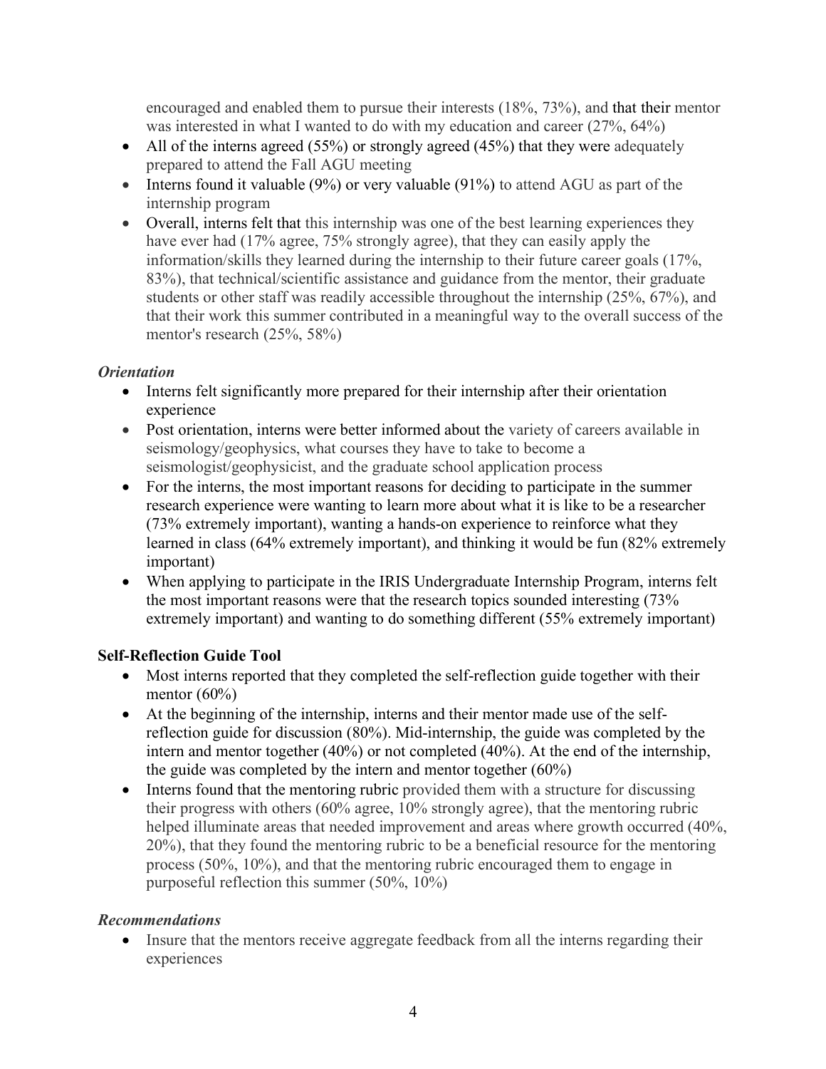encouraged and enabled them to pursue their interests (18%, 73%), and that their mentor was interested in what I wanted to do with my education and career (27%, 64%)

- All of the interns agreed (55%) or strongly agreed (45%) that they were adequately prepared to attend the Fall AGU meeting
- Interns found it valuable (9%) or very valuable (91%) to attend AGU as part of the internship program
- Overall, interns felt that this internship was one of the best learning experiences they have ever had (17% agree, 75% strongly agree), that they can easily apply the information/skills they learned during the internship to their future career goals (17%, 83%), that technical/scientific assistance and guidance from the mentor, their graduate students or other staff was readily accessible throughout the internship (25%, 67%), and that their work this summer contributed in a meaningful way to the overall success of the mentor's research (25%, 58%)

### *Orientation*

- Interns felt significantly more prepared for their internship after their orientation experience
- Post orientation, interns were better informed about the variety of careers available in seismology/geophysics, what courses they have to take to become a seismologist/geophysicist, and the graduate school application process
- For the interns, the most important reasons for deciding to participate in the summer research experience were wanting to learn more about what it is like to be a researcher (73% extremely important), wanting a hands-on experience to reinforce what they learned in class (64% extremely important), and thinking it would be fun (82% extremely important)
- When applying to participate in the IRIS Undergraduate Internship Program, interns felt the most important reasons were that the research topics sounded interesting (73% extremely important) and wanting to do something different (55% extremely important)

## **Self-Reflection Guide Tool**

- Most interns reported that they completed the self-reflection guide together with their mentor (60%)
- At the beginning of the internship, interns and their mentor made use of the self-reflection guide for discussion (80%). Mid-internship, the guide was completed by the intern and mentor together (40%) or not completed (40%). At the end of the internship, the guide was completed by the intern and mentor together (60%)
- Interns found that the mentoring rubric provided them with a structure for discussing their progress with others (60% agree, 10% strongly agree), that the mentoring rubric helped illuminate areas that needed improvement and areas where growth occurred (40%, 20%), that they found the mentoring rubric to be a beneficial resource for the mentoring process (50%, 10%), and that the mentoring rubric encouraged them to engage in purposeful reflection this summer (50%, 10%)

### *Recommendations*

- Insure that the mentors receive aggregate feedback from all the interns regarding their experiences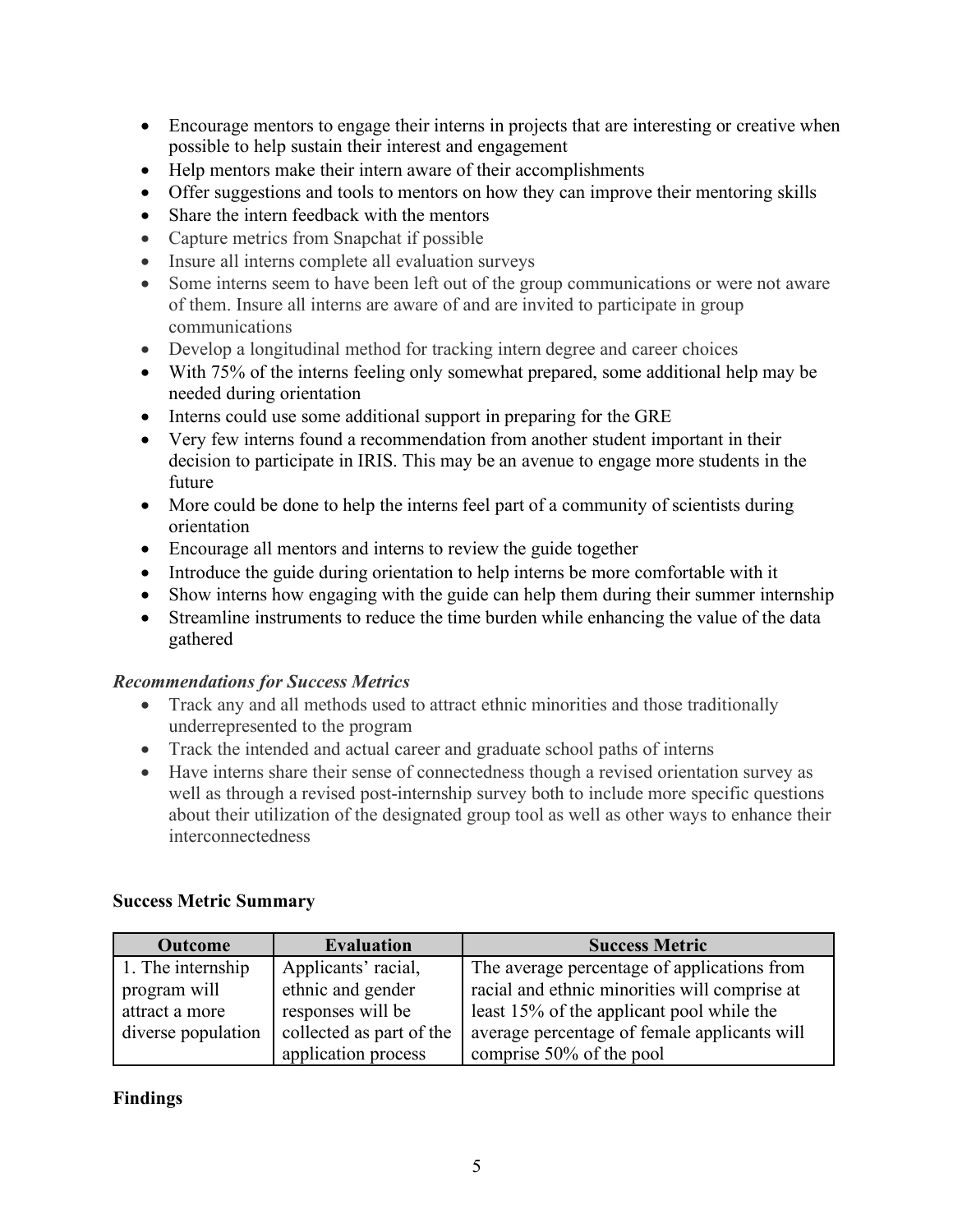- Encourage mentors to engage their interns in projects that are interesting or creative when possible to help sustain their interest and engagement
- Help mentors make their intern aware of their accomplishments
- Offer suggestions and tools to mentors on how they can improve their mentoring skills
- Share the intern feedback with the mentors
- Capture metrics from Snapchat if possible
- Insure all interns complete all evaluation surveys
- Some interns seem to have been left out of the group communications or were not aware of them. Insure all interns are aware of and are invited to participate in group communications
- Develop a longitudinal method for tracking intern degree and career choices
- With 75% of the interns feeling only somewhat prepared, some additional help may be needed during orientation
- Interns could use some additional support in preparing for the GRE
- Very few interns found a recommendation from another student important in their decision to participate in IRIS. This may be an avenue to engage more students in the future
- More could be done to help the interns feel part of a community of scientists during orientation
- Encourage all mentors and interns to review the guide together
- Introduce the guide during orientation to help interns be more comfortable with it
- Show interns how engaging with the guide can help them during their summer internship
- Streamline instruments to reduce the time burden while enhancing the value of the data gathered

***Recommendations for Success Metrics***

- Track any and all methods used to attract ethnic minorities and those traditionally underrepresented to the program
- Track the intended and actual career and graduate school paths of interns
- Have interns share their sense of connectedness though a revised orientation survey as well as through a revised post-internship survey both to include more specific questions about their utilization of the designated group tool as well as other ways to enhance their interconnectedness

**Success Metric Summary**

| Outcome | Evaluation | Success Metric |
|---|---|---|
| 1. The internship program will attract a more diverse population | Applicants' racial, ethnic and gender responses will be collected as part of the application process | The average percentage of applications from racial and ethnic minorities will comprise at least 15% of the applicant pool while the average percentage of female applicants will comprise 50% of the pool |

**Findings**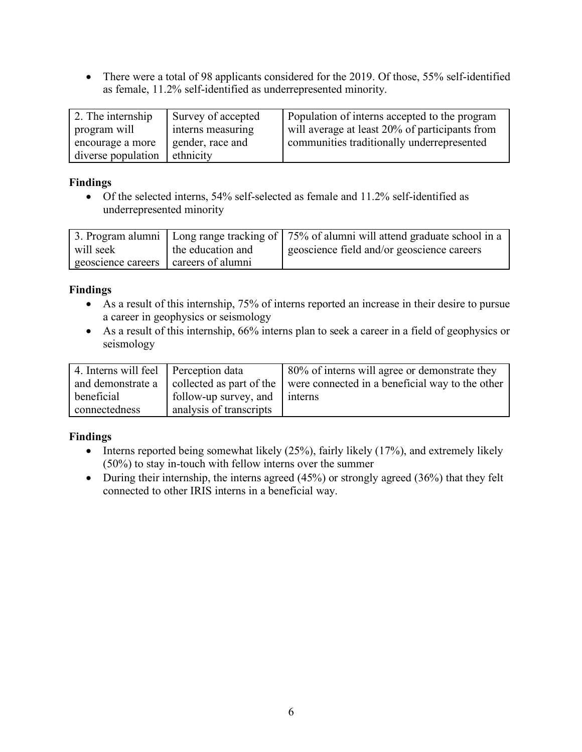- There were a total of 98 applicants considered for the 2019. Of those, 55% self-identified as female, 11.2% self-identified as underrepresented minority.

| 2. The internship program will encourage a more diverse population | Survey of accepted interns measuring gender, race and ethnicity | Population of interns accepted to the program will average at least 20% of participants from communities traditionally underrepresented |
|---|---|---|

**Findings**

- Of the selected interns, 54% self-selected as female and 11.2% self-identified as underrepresented minority

| 3. Program alumni will seek geoscience careers | Long range tracking of the education and careers of alumni | 75% of alumni will attend graduate school in a geoscience field and/or geoscience careers |
|---|---|---|

**Findings**

- As a result of this internship, 75% of interns reported an increase in their desire to pursue a career in geophysics or seismology
- As a result of this internship, 66% interns plan to seek a career in a field of geophysics or seismology

| 4. Interns will feel and demonstrate a beneficial connectedness | Perception data collected as part of the follow-up survey, and analysis of transcripts | 80% of interns will agree or demonstrate they were connected in a beneficial way to the other interns |
|---|---|---|

**Findings**

- Interns reported being somewhat likely (25%), fairly likely (17%), and extremely likely (50%) to stay in-touch with fellow interns over the summer
- During their internship, the interns agreed (45%) or strongly agreed (36%) that they felt connected to other IRIS interns in a beneficial way.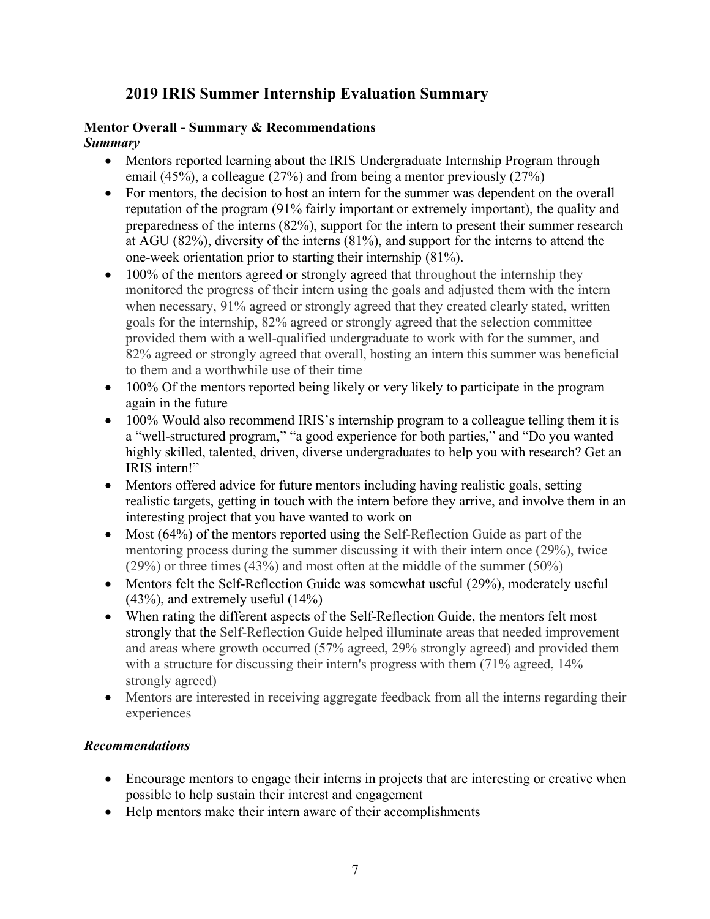## 2019 IRIS Summer Internship Evaluation Summary

### Mentor Overall - Summary & Recommendations

***Summary***

- Mentors reported learning about the IRIS Undergraduate Internship Program through email (45%), a colleague (27%) and from being a mentor previously (27%)
- For mentors, the decision to host an intern for the summer was dependent on the overall reputation of the program (91% fairly important or extremely important), the quality and preparedness of the interns (82%), support for the intern to present their summer research at AGU (82%), diversity of the interns (81%), and support for the interns to attend the one-week orientation prior to starting their internship (81%).
- 100% of the mentors agreed or strongly agreed that throughout the internship they monitored the progress of their intern using the goals and adjusted them with the intern when necessary, 91% agreed or strongly agreed that they created clearly stated, written goals for the internship, 82% agreed or strongly agreed that the selection committee provided them with a well-qualified undergraduate to work with for the summer, and 82% agreed or strongly agreed that overall, hosting an intern this summer was beneficial to them and a worthwhile use of their time
- 100% Of the mentors reported being likely or very likely to participate in the program again in the future
- 100% Would also recommend IRIS's internship program to a colleague telling them it is a "well-structured program," "a good experience for both parties," and "Do you wanted highly skilled, talented, driven, diverse undergraduates to help you with research? Get an IRIS intern!"
- Mentors offered advice for future mentors including having realistic goals, setting realistic targets, getting in touch with the intern before they arrive, and involve them in an interesting project that you have wanted to work on
- Most (64%) of the mentors reported using the Self-Reflection Guide as part of the mentoring process during the summer discussing it with their intern once (29%), twice (29%) or three times (43%) and most often at the middle of the summer (50%)
- Mentors felt the Self-Reflection Guide was somewhat useful (29%), moderately useful (43%), and extremely useful (14%)
- When rating the different aspects of the Self-Reflection Guide, the mentors felt most strongly that the Self-Reflection Guide helped illuminate areas that needed improvement and areas where growth occurred (57% agreed, 29% strongly agreed) and provided them with a structure for discussing their intern's progress with them (71% agreed, 14% strongly agreed)
- Mentors are interested in receiving aggregate feedback from all the interns regarding their experiences

***Recommendations***

- Encourage mentors to engage their interns in projects that are interesting or creative when possible to help sustain their interest and engagement
- Help mentors make their intern aware of their accomplishments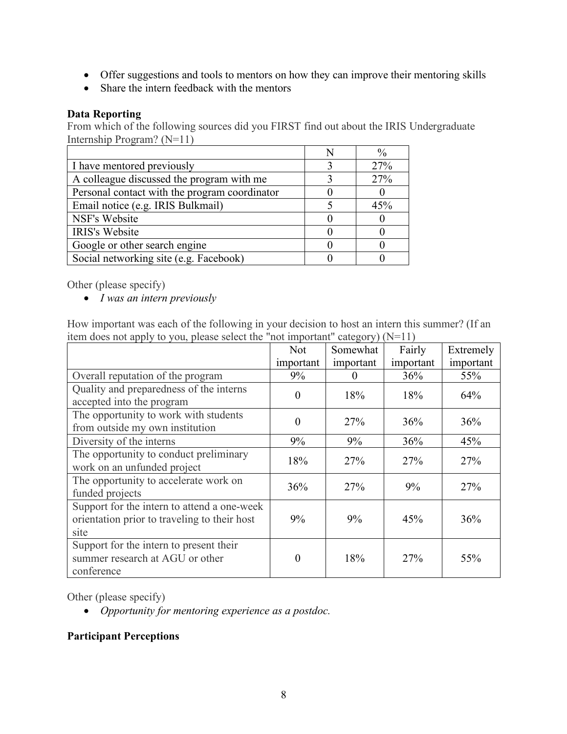- Offer suggestions and tools to mentors on how they can improve their mentoring skills
- Share the intern feedback with the mentors

**Data Reporting**

From which of the following sources did you FIRST find out about the IRIS Undergraduate Internship Program? (N=11)

| | N | % |
|---|---|---|
| I have mentored previously | 3 | 27% |
| A colleague discussed the program with me | 3 | 27% |
| Personal contact with the program coordinator | 0 | 0 |
| Email notice (e.g. IRIS Bulkmail) | 5 | 45% |
| NSF's Website | 0 | 0 |
| IRIS's Website | 0 | 0 |
| Google or other search engine | 0 | 0 |
| Social networking site (e.g. Facebook) | 0 | 0 |

Other (please specify)

- *I was an intern previously*

How important was each of the following in your decision to host an intern this summer? (If an item does not apply to you, please select the "not important" category) (N=11)

| | Not important | Somewhat important | Fairly important | Extremely important |
|---|---|---|---|---|
| Overall reputation of the program | 9% | 0 | 36% | 55% |
| Quality and preparedness of the interns accepted into the program | 0 | 18% | 18% | 64% |
| The opportunity to work with students from outside my own institution | 0 | 27% | 36% | 36% |
| Diversity of the interns | 9% | 9% | 36% | 45% |
| The opportunity to conduct preliminary work on an unfunded project | 18% | 27% | 27% | 27% |
| The opportunity to accelerate work on funded projects | 36% | 27% | 9% | 27% |
| Support for the intern to attend a one-week orientation prior to traveling to their host site | 9% | 9% | 45% | 36% |
| Support for the intern to present their summer research at AGU or other conference | 0 | 18% | 27% | 55% |

Other (please specify)

- *Opportunity for mentoring experience as a postdoc.*

**Participant Perceptions**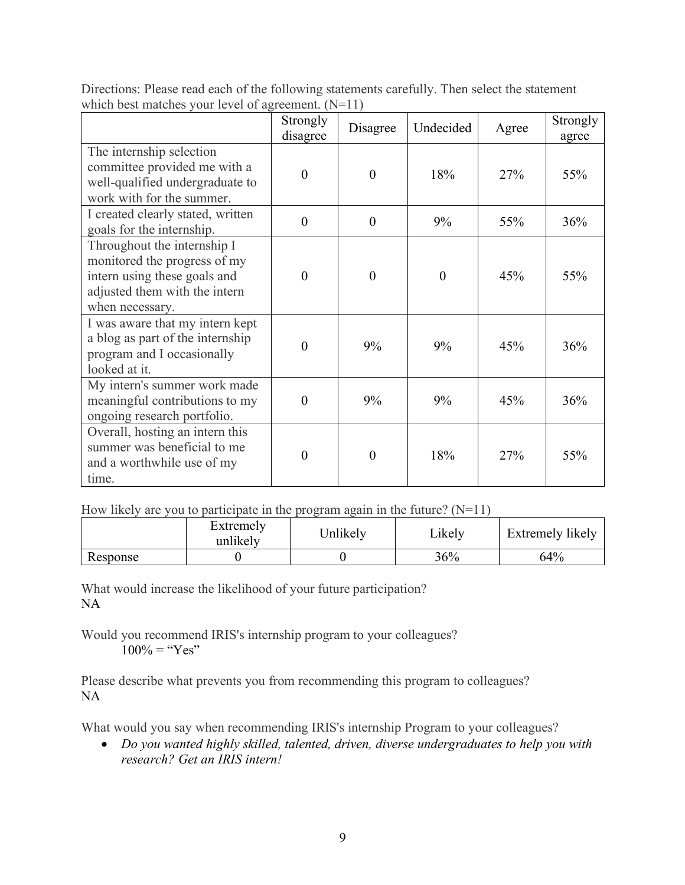Directions: Please read each of the following statements carefully. Then select the statement which best matches your level of agreement. (N=11)

| | Strongly disagree | Disagree | Undecided | Agree | Strongly agree |
|---|---|---|---|---|---|
| The internship selection committee provided me with a well-qualified undergraduate to work with for the summer. | 0 | 0 | 18% | 27% | 55% |
| I created clearly stated, written goals for the internship. | 0 | 0 | 9% | 55% | 36% |
| Throughout the internship I monitored the progress of my intern using these goals and adjusted them with the intern when necessary. | 0 | 0 | 0 | 45% | 55% |
| I was aware that my intern kept a blog as part of the internship program and I occasionally looked at it. | 0 | 9% | 9% | 45% | 36% |
| My intern's summer work made meaningful contributions to my ongoing research portfolio. | 0 | 9% | 9% | 45% | 36% |
| Overall, hosting an intern this summer was beneficial to me and a worthwhile use of my time. | 0 | 0 | 18% | 27% | 55% |

How likely are you to participate in the program again in the future? (N=11)

| | Extremely unlikely | Unlikely | Likely | Extremely likely |
|---|---|---|---|---|
| Response | 0 | 0 | 36% | 64% |

What would increase the likelihood of your future participation?
NA

Would you recommend IRIS's internship program to your colleagues?
100% = "Yes"

Please describe what prevents you from recommending this program to colleagues?
NA

What would you say when recommending IRIS's internship Program to your colleagues?

- *Do you wanted highly skilled, talented, driven, diverse undergraduates to help you with research? Get an IRIS intern!*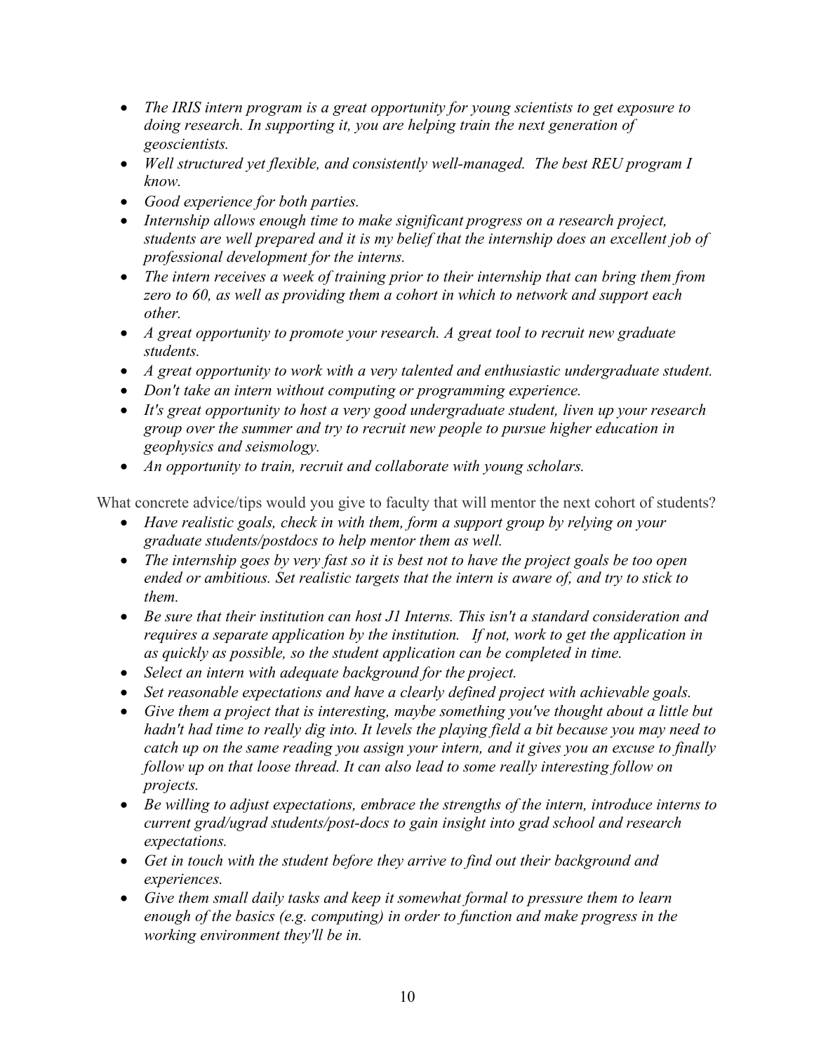- *The IRIS intern program is a great opportunity for young scientists to get exposure to doing research. In supporting it, you are helping train the next generation of geoscientists.*
- *Well structured yet flexible, and consistently well-managed. The best REU program I know.*
- *Good experience for both parties.*
- *Internship allows enough time to make significant progress on a research project, students are well prepared and it is my belief that the internship does an excellent job of professional development for the interns.*
- *The intern receives a week of training prior to their internship that can bring them from zero to 60, as well as providing them a cohort in which to network and support each other.*
- *A great opportunity to promote your research. A great tool to recruit new graduate students.*
- *A great opportunity to work with a very talented and enthusiastic undergraduate student.*
- *Don't take an intern without computing or programming experience.*
- *It's great opportunity to host a very good undergraduate student, liven up your research group over the summer and try to recruit new people to pursue higher education in geophysics and seismology.*
- *An opportunity to train, recruit and collaborate with young scholars.*

What concrete advice/tips would you give to faculty that will mentor the next cohort of students?

- *Have realistic goals, check in with them, form a support group by relying on your graduate students/postdocs to help mentor them as well.*
- *The internship goes by very fast so it is best not to have the project goals be too open ended or ambitious. Set realistic targets that the intern is aware of, and try to stick to them.*
- *Be sure that their institution can host J1 Interns. This isn't a standard consideration and requires a separate application by the institution. If not, work to get the application in as quickly as possible, so the student application can be completed in time.*
- *Select an intern with adequate background for the project.*
- *Set reasonable expectations and have a clearly defined project with achievable goals.*
- *Give them a project that is interesting, maybe something you've thought about a little but hadn't had time to really dig into. It levels the playing field a bit because you may need to catch up on the same reading you assign your intern, and it gives you an excuse to finally follow up on that loose thread. It can also lead to some really interesting follow on projects.*
- *Be willing to adjust expectations, embrace the strengths of the intern, introduce interns to current grad/ugrad students/post-docs to gain insight into grad school and research expectations.*
- *Get in touch with the student before they arrive to find out their background and experiences.*
- *Give them small daily tasks and keep it somewhat formal to pressure them to learn enough of the basics (e.g. computing) in order to function and make progress in the working environment they'll be in.*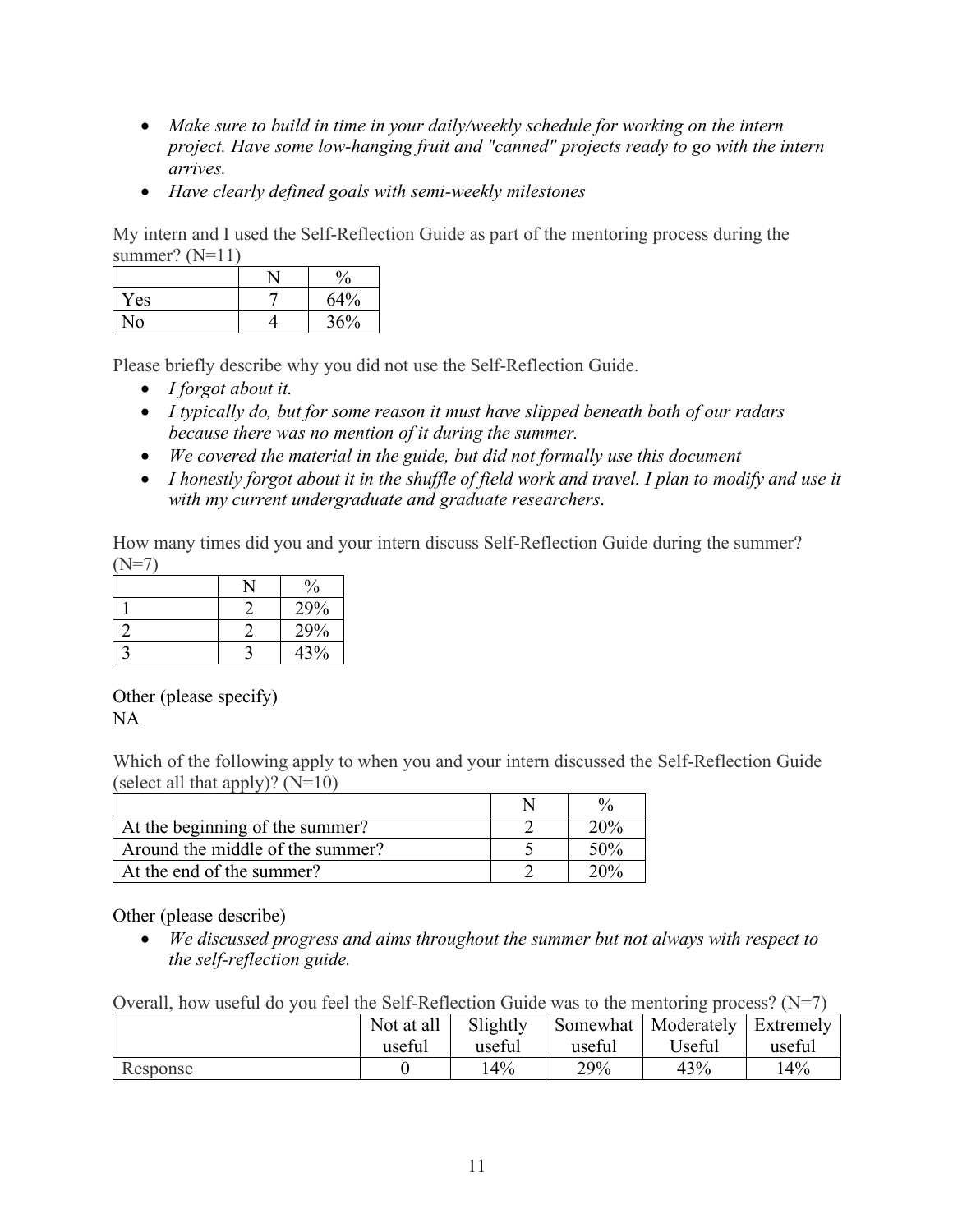- *Make sure to build in time in your daily/weekly schedule for working on the intern project. Have some low-hanging fruit and "canned" projects ready to go with the intern arrives.*
- *Have clearly defined goals with semi-weekly milestones*

My intern and I used the Self-Reflection Guide as part of the mentoring process during the summer? (N=11)

| | N | % |
|---|---|---|
| Yes | 7 | 64% |
| No | 4 | 36% |

Please briefly describe why you did not use the Self-Reflection Guide.

- *I forgot about it.*
- *I typically do, but for some reason it must have slipped beneath both of our radars because there was no mention of it during the summer.*
- *We covered the material in the guide, but did not formally use this document*
- *I honestly forgot about it in the shuffle of field work and travel. I plan to modify and use it with my current undergraduate and graduate researchers.*

How many times did you and your intern discuss Self-Reflection Guide during the summer? (N=7)

| | N | % |
|---|---|---|
| 1 | 2 | 29% |
| 2 | 2 | 29% |
| 3 | 3 | 43% |

Other (please specify)
NA

Which of the following apply to when you and your intern discussed the Self-Reflection Guide (select all that apply)? (N=10)

| | N | % |
|---|---|---|
| At the beginning of the summer? | 2 | 20% |
| Around the middle of the summer? | 5 | 50% |
| At the end of the summer? | 2 | 20% |

Other (please describe)

- *We discussed progress and aims throughout the summer but not always with respect to the self-reflection guide.*

Overall, how useful do you feel the Self-Reflection Guide was to the mentoring process? (N=7)

| | Not at all useful | Slightly useful | Somewhat useful | Moderately Useful | Extremely useful |
|---|---|---|---|---|---|
| Response | 0 | 14% | 29% | 43% | 14% |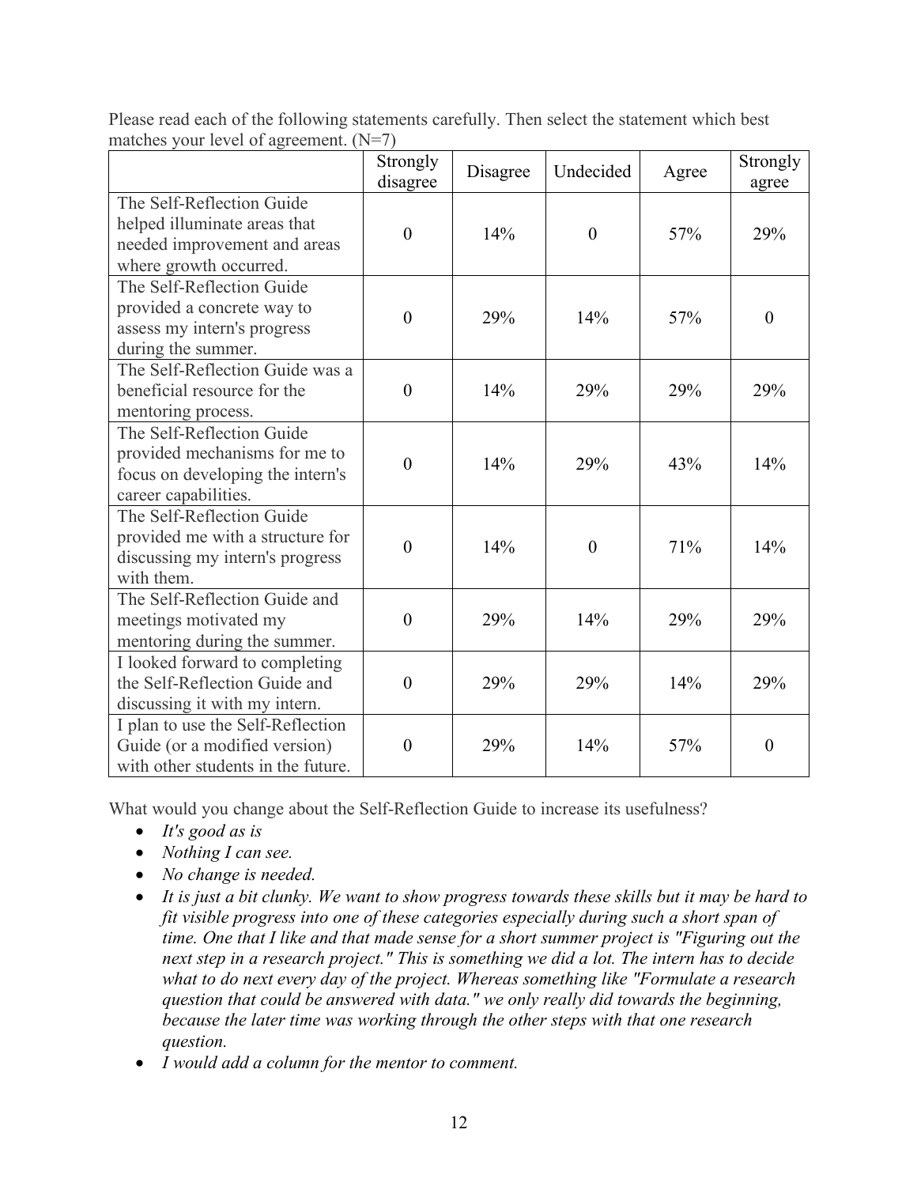Please read each of the following statements carefully. Then select the statement which best matches your level of agreement. (N=7)

| | Strongly disagree | Disagree | Undecided | Agree | Strongly agree |
|---|---|---|---|---|---|
| The Self-Reflection Guide helped illuminate areas that needed improvement and areas where growth occurred. | 0 | 14% | 0 | 57% | 29% |
| The Self-Reflection Guide provided a concrete way to assess my intern's progress during the summer. | 0 | 29% | 14% | 57% | 0 |
| The Self-Reflection Guide was a beneficial resource for the mentoring process. | 0 | 14% | 29% | 29% | 29% |
| The Self-Reflection Guide provided mechanisms for me to focus on developing the intern's career capabilities. | 0 | 14% | 29% | 43% | 14% |
| The Self-Reflection Guide provided me with a structure for discussing my intern's progress with them. | 0 | 14% | 0 | 71% | 14% |
| The Self-Reflection Guide and meetings motivated my mentoring during the summer. | 0 | 29% | 14% | 29% | 29% |
| I looked forward to completing the Self-Reflection Guide and discussing it with my intern. | 0 | 29% | 29% | 14% | 29% |
| I plan to use the Self-Reflection Guide (or a modified version) with other students in the future. | 0 | 29% | 14% | 57% | 0 |

What would you change about the Self-Reflection Guide to increase its usefulness?

- *It's good as is*
- *Nothing I can see.*
- *No change is needed.*
- *It is just a bit clunky. We want to show progress towards these skills but it may be hard to fit visible progress into one of these categories especially during such a short span of time. One that I like and that made sense for a short summer project is "Figuring out the next step in a research project." This is something we did a lot. The intern has to decide what to do next every day of the project. Whereas something like "Formulate a research question that could be answered with data." we only really did towards the beginning, because the later time was working through the other steps with that one research question.*
- *I would add a column for the mentor to comment.*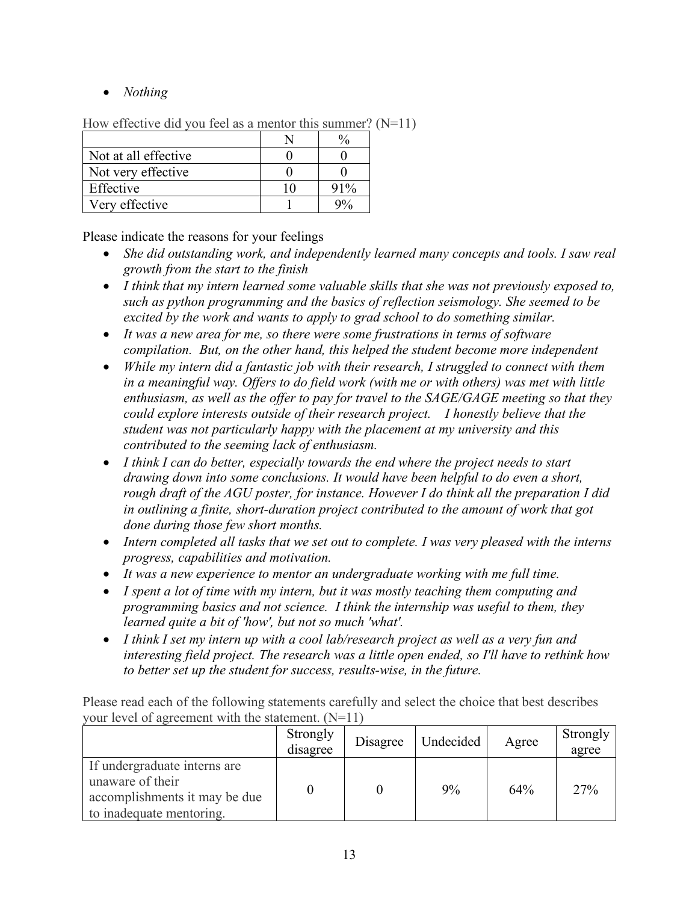- *Nothing*

How effective did you feel as a mentor this summer? (N=11)

| | N | % |
|---|---|---|
| Not at all effective | 0 | 0 |
| Not very effective | 0 | 0 |
| Effective | 10 | 91% |
| Very effective | 1 | 9% |

Please indicate the reasons for your feelings

- *She did outstanding work, and independently learned many concepts and tools. I saw real growth from the start to the finish*
- *I think that my intern learned some valuable skills that she was not previously exposed to, such as python programming and the basics of reflection seismology. She seemed to be excited by the work and wants to apply to grad school to do something similar.*
- *It was a new area for me, so there were some frustrations in terms of software compilation. But, on the other hand, this helped the student become more independent*
- *While my intern did a fantastic job with their research, I struggled to connect with them in a meaningful way. Offers to do field work (with me or with others) was met with little enthusiasm, as well as the offer to pay for travel to the SAGE/GAGE meeting so that they could explore interests outside of their research project. I honestly believe that the student was not particularly happy with the placement at my university and this contributed to the seeming lack of enthusiasm.*
- *I think I can do better, especially towards the end where the project needs to start drawing down into some conclusions. It would have been helpful to do even a short, rough draft of the AGU poster, for instance. However I do think all the preparation I did in outlining a finite, short-duration project contributed to the amount of work that got done during those few short months.*
- *Intern completed all tasks that we set out to complete. I was very pleased with the interns progress, capabilities and motivation.*
- *It was a new experience to mentor an undergraduate working with me full time.*
- *I spent a lot of time with my intern, but it was mostly teaching them computing and programming basics and not science. I think the internship was useful to them, they learned quite a bit of 'how', but not so much 'what'.*
- *I think I set my intern up with a cool lab/research project as well as a very fun and interesting field project. The research was a little open ended, so I'll have to rethink how to better set up the student for success, results-wise, in the future.*

Please read each of the following statements carefully and select the choice that best describes your level of agreement with the statement. (N=11)

| | Strongly disagree | Disagree | Undecided | Agree | Strongly agree |
|---|---|---|---|---|---|
| If undergraduate interns are unaware of their accomplishments it may be due to inadequate mentoring. | 0 | 0 | 9% | 64% | 27% |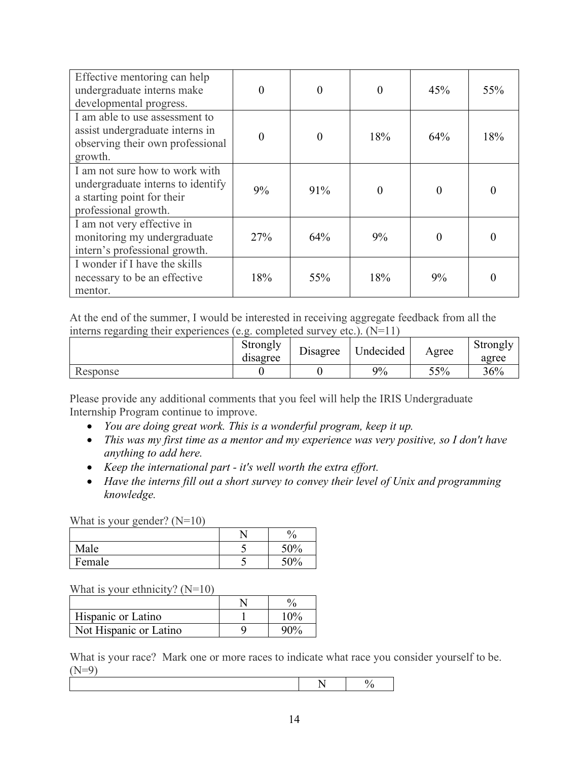| | | | | | |
|---|---|---|---|---|---|
| Effective mentoring can help undergraduate interns make developmental progress. | 0 | 0 | 0 | 45% | 55% |
| I am able to use assessment to assist undergraduate interns in observing their own professional growth. | 0 | 0 | 18% | 64% | 18% |
| I am not sure how to work with undergraduate interns to identify a starting point for their professional growth. | 9% | 91% | 0 | 0 | 0 |
| I am not very effective in monitoring my undergraduate intern's professional growth. | 27% | 64% | 9% | 0 | 0 |
| I wonder if I have the skills necessary to be an effective mentor. | 18% | 55% | 18% | 9% | 0 |

At the end of the summer, I would be interested in receiving aggregate feedback from all the interns regarding their experiences (e.g. completed survey etc.). (N=11)

| | Strongly disagree | Disagree | Undecided | Agree | Strongly agree |
|---|---|---|---|---|---|
| Response | 0 | 0 | 9% | 55% | 36% |

Please provide any additional comments that you feel will help the IRIS Undergraduate Internship Program continue to improve.

- *You are doing great work. This is a wonderful program, keep it up.*
- *This was my first time as a mentor and my experience was very positive, so I don't have anything to add here.*
- *Keep the international part - it's well worth the extra effort.*
- *Have the interns fill out a short survey to convey their level of Unix and programming knowledge.*

What is your gender? (N=10)

| | N | % |
|---|---|---|
| Male | 5 | 50% |
| Female | 5 | 50% |

What is your ethnicity? (N=10)

| | N | % |
|---|---|---|
| Hispanic or Latino | 1 | 10% |
| Not Hispanic or Latino | 9 | 90% |

What is your race? Mark one or more races to indicate what race you consider yourself to be. (N=9)

| | N | % |
|---|---|---|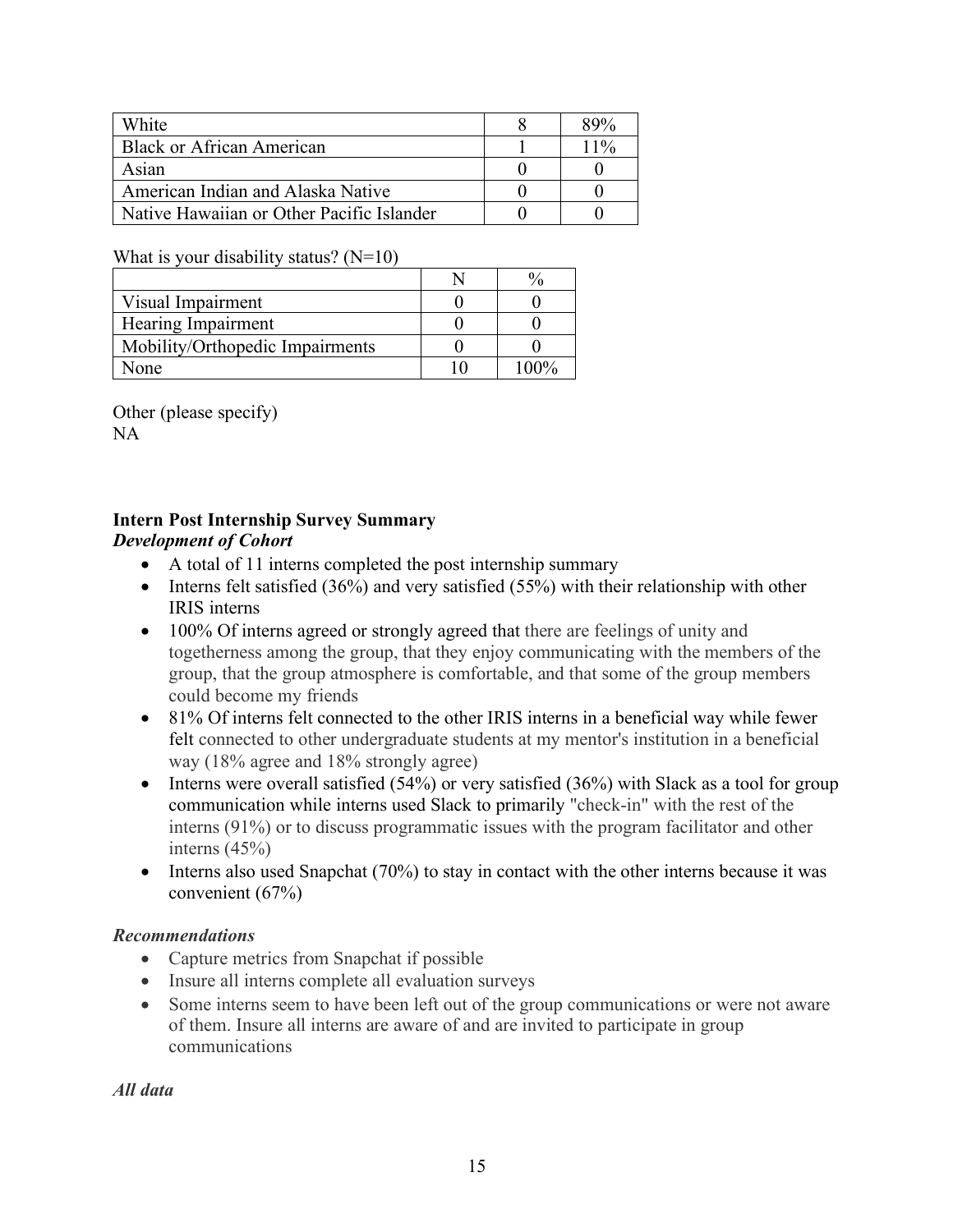| White | 8 | 89% |
| --- | --- | --- |
| Black or African American | 1 | 11% |
| Asian | 0 | 0 |
| American Indian and Alaska Native | 0 | 0 |
| Native Hawaiian or Other Pacific Islander | 0 | 0 |

What is your disability status? (N=10)

| | N | % |
| --- | --- | --- |
| Visual Impairment | 0 | 0 |
| Hearing Impairment | 0 | 0 |
| Mobility/Orthopedic Impairments | 0 | 0 |
| None | 10 | 100% |

Other (please specify)
NA

**Intern Post Internship Survey Summary**

***Development of Cohort***

- A total of 11 interns completed the post internship summary
- Interns felt satisfied (36%) and very satisfied (55%) with their relationship with other IRIS interns
- 100% Of interns agreed or strongly agreed that there are feelings of unity and togetherness among the group, that they enjoy communicating with the members of the group, that the group atmosphere is comfortable, and that some of the group members could become my friends
- 81% Of interns felt connected to the other IRIS interns in a beneficial way while fewer felt connected to other undergraduate students at my mentor's institution in a beneficial way (18% agree and 18% strongly agree)
- Interns were overall satisfied (54%) or very satisfied (36%) with Slack as a tool for group communication while interns used Slack to primarily "check-in" with the rest of the interns (91%) or to discuss programmatic issues with the program facilitator and other interns (45%)
- Interns also used Snapchat (70%) to stay in contact with the other interns because it was convenient (67%)

***Recommendations***

- Capture metrics from Snapchat if possible
- Insure all interns complete all evaluation surveys
- Some interns seem to have been left out of the group communications or were not aware of them. Insure all interns are aware of and are invited to participate in group communications

***All data***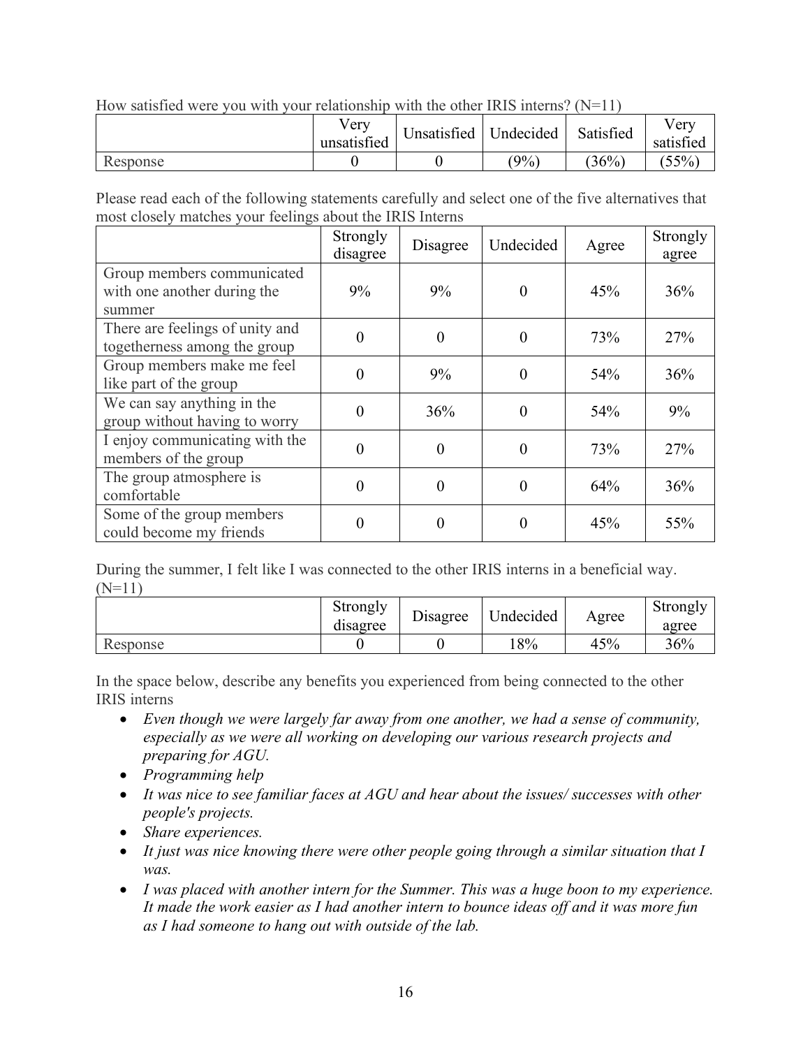How satisfied were you with your relationship with the other IRIS interns? (N=11)

| | Very unsatisfied | Unsatisfied | Undecided | Satisfied | Very satisfied |
|---|---|---|---|---|---|
| Response | 0 | 0 | (9%) | (36%) | (55%) |

Please read each of the following statements carefully and select one of the five alternatives that most closely matches your feelings about the IRIS Interns

| | Strongly disagree | Disagree | Undecided | Agree | Strongly agree |
|---|---|---|---|---|---|
| Group members communicated with one another during the summer | 9% | 9% | 0 | 45% | 36% |
| There are feelings of unity and togetherness among the group | 0 | 0 | 0 | 73% | 27% |
| Group members make me feel like part of the group | 0 | 9% | 0 | 54% | 36% |
| We can say anything in the group without having to worry | 0 | 36% | 0 | 54% | 9% |
| I enjoy communicating with the members of the group | 0 | 0 | 0 | 73% | 27% |
| The group atmosphere is comfortable | 0 | 0 | 0 | 64% | 36% |
| Some of the group members could become my friends | 0 | 0 | 0 | 45% | 55% |

During the summer, I felt like I was connected to the other IRIS interns in a beneficial way. (N=11)

| | Strongly disagree | Disagree | Undecided | Agree | Strongly agree |
|---|---|---|---|---|---|
| Response | 0 | 0 | 18% | 45% | 36% |

In the space below, describe any benefits you experienced from being connected to the other IRIS interns

- *Even though we were largely far away from one another, we had a sense of community, especially as we were all working on developing our various research projects and preparing for AGU.*
- *Programming help*
- *It was nice to see familiar faces at AGU and hear about the issues/ successes with other people's projects.*
- *Share experiences.*
- *It just was nice knowing there were other people going through a similar situation that I was.*
- *I was placed with another intern for the Summer. This was a huge boon to my experience. It made the work easier as I had another intern to bounce ideas off and it was more fun as I had someone to hang out with outside of the lab.*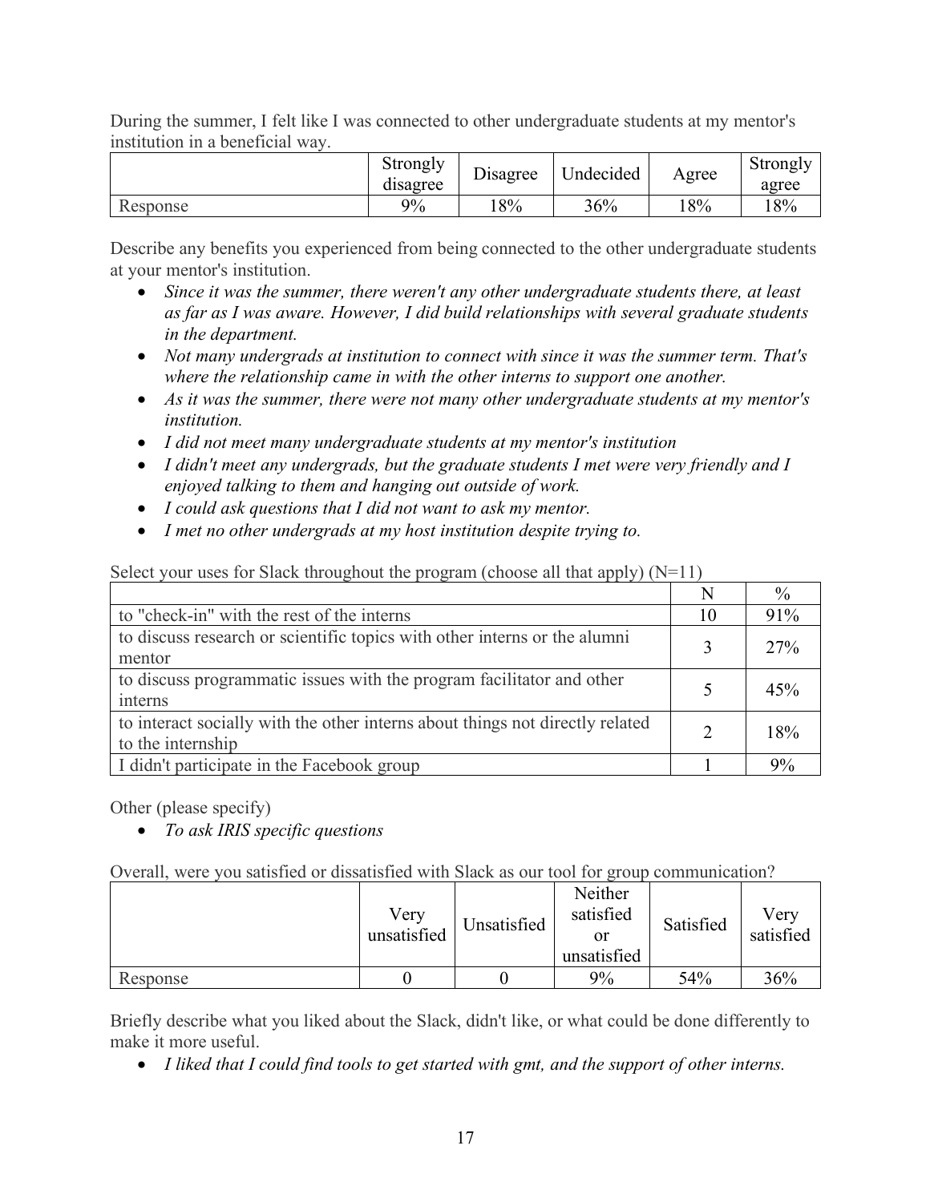During the summer, I felt like I was connected to other undergraduate students at my mentor's institution in a beneficial way.

| | Strongly disagree | Disagree | Undecided | Agree | Strongly agree |
|---|---|---|---|---|---|
| Response | 9% | 18% | 36% | 18% | 18% |

Describe any benefits you experienced from being connected to the other undergraduate students at your mentor's institution.

- *Since it was the summer, there weren't any other undergraduate students there, at least as far as I was aware. However, I did build relationships with several graduate students in the department.*
- *Not many undergrads at institution to connect with since it was the summer term. That's where the relationship came in with the other interns to support one another.*
- *As it was the summer, there were not many other undergraduate students at my mentor's institution.*
- *I did not meet many undergraduate students at my mentor's institution*
- *I didn't meet any undergrads, but the graduate students I met were very friendly and I enjoyed talking to them and hanging out outside of work.*
- *I could ask questions that I did not want to ask my mentor.*
- *I met no other undergrads at my host institution despite trying to.*

Select your uses for Slack throughout the program (choose all that apply) (N=11)

| | N | % |
|---|---|---|
| to "check-in" with the rest of the interns | 10 | 91% |
| to discuss research or scientific topics with other interns or the alumni mentor | 3 | 27% |
| to discuss programmatic issues with the program facilitator and other interns | 5 | 45% |
| to interact socially with the other interns about things not directly related to the internship | 2 | 18% |
| I didn't participate in the Facebook group | 1 | 9% |

Other (please specify)

- *To ask IRIS specific questions*

Overall, were you satisfied or dissatisfied with Slack as our tool for group communication?

| | Very unsatisfied | Unsatisfied | Neither satisfied or unsatisfied | Satisfied | Very satisfied |
|---|---|---|---|---|---|
| Response | 0 | 0 | 9% | 54% | 36% |

Briefly describe what you liked about the Slack, didn't like, or what could be done differently to make it more useful.

- *I liked that I could find tools to get started with gmt, and the support of other interns.*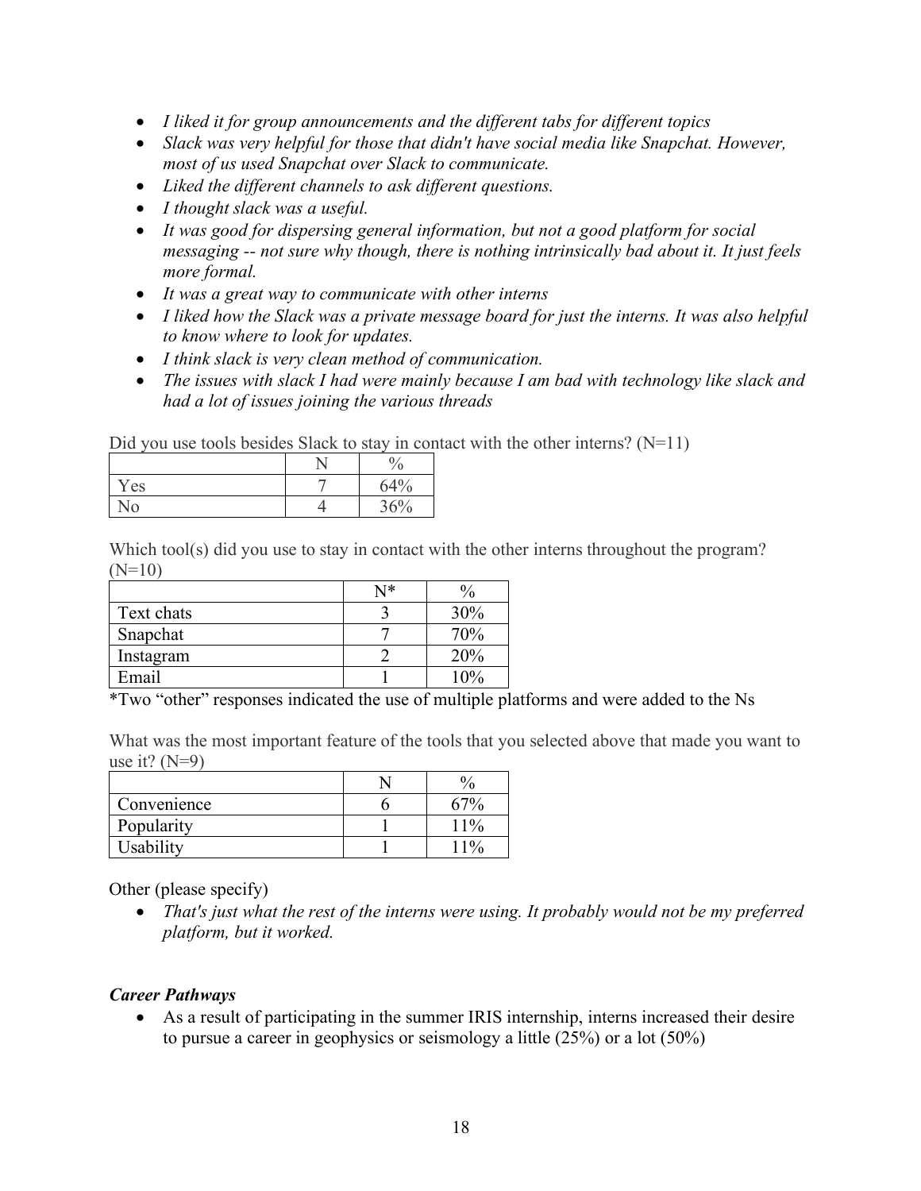- *I liked it for group announcements and the different tabs for different topics*
- *Slack was very helpful for those that didn't have social media like Snapchat. However, most of us used Snapchat over Slack to communicate.*
- *Liked the different channels to ask different questions.*
- *I thought slack was a useful.*
- *It was good for dispersing general information, but not a good platform for social messaging -- not sure why though, there is nothing intrinsically bad about it. It just feels more formal.*
- *It was a great way to communicate with other interns*
- *I liked how the Slack was a private message board for just the interns. It was also helpful to know where to look for updates.*
- *I think slack is very clean method of communication.*
- *The issues with slack I had were mainly because I am bad with technology like slack and had a lot of issues joining the various threads*

Did you use tools besides Slack to stay in contact with the other interns? (N=11)

| | N | % |
|---|---|---|
| Yes | 7 | 64% |
| No | 4 | 36% |

Which tool(s) did you use to stay in contact with the other interns throughout the program? (N=10)

| | N* | % |
|---|---|---|
| Text chats | 3 | 30% |
| Snapchat | 7 | 70% |
| Instagram | 2 | 20% |
| Email | 1 | 10% |

*Two "other" responses indicated the use of multiple platforms and were added to the Ns

What was the most important feature of the tools that you selected above that made you want to use it? (N=9)

| | N | % |
|---|---|---|
| Convenience | 6 | 67% |
| Popularity | 1 | 11% |
| Usability | 1 | 11% |

Other (please specify)

- *That's just what the rest of the interns were using. It probably would not be my preferred platform, but it worked.*

***Career Pathways***

- As a result of participating in the summer IRIS internship, interns increased their desire to pursue a career in geophysics or seismology a little (25%) or a lot (50%)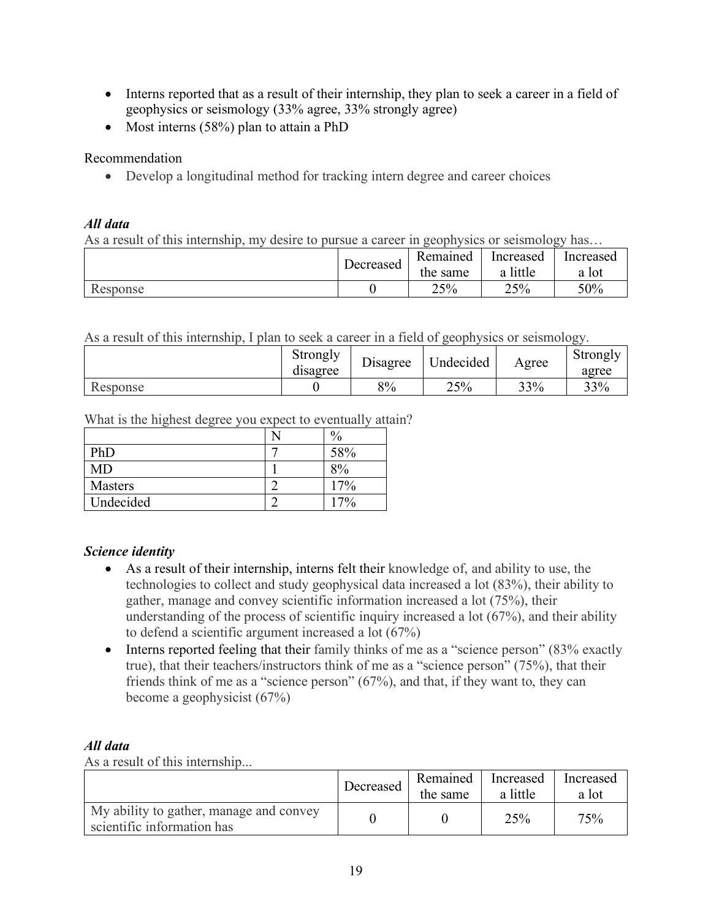- Interns reported that as a result of their internship, they plan to seek a career in a field of geophysics or seismology (33% agree, 33% strongly agree)
- Most interns (58%) plan to attain a PhD

Recommendation

- Develop a longitudinal method for tracking intern degree and career choices

***All data***

As a result of this internship, my desire to pursue a career in geophysics or seismology has…

| | Decreased | Remained the same | Increased a little | Increased a lot |
|---|---|---|---|---|
| Response | 0 | 25% | 25% | 50% |

As a result of this internship, I plan to seek a career in a field of geophysics or seismology.

| | Strongly disagree | Disagree | Undecided | Agree | Strongly agree |
|---|---|---|---|---|---|
| Response | 0 | 8% | 25% | 33% | 33% |

What is the highest degree you expect to eventually attain?

| | N | % |
|---|---|---|
| PhD | 7 | 58% |
| MD | 1 | 8% |
| Masters | 2 | 17% |
| Undecided | 2 | 17% |

***Science identity***

- As a result of their internship, interns felt their knowledge of, and ability to use, the technologies to collect and study geophysical data increased a lot (83%), their ability to gather, manage and convey scientific information increased a lot (75%), their understanding of the process of scientific inquiry increased a lot (67%), and their ability to defend a scientific argument increased a lot (67%)
- Interns reported feeling that their family thinks of me as a "science person" (83% exactly true), that their teachers/instructors think of me as a "science person" (75%), that their friends think of me as a "science person" (67%), and that, if they want to, they can become a geophysicist (67%)

***All data***

As a result of this internship...

| | Decreased | Remained the same | Increased a little | Increased a lot |
|---|---|---|---|---|
| My ability to gather, manage and convey scientific information has | 0 | 0 | 25% | 75% |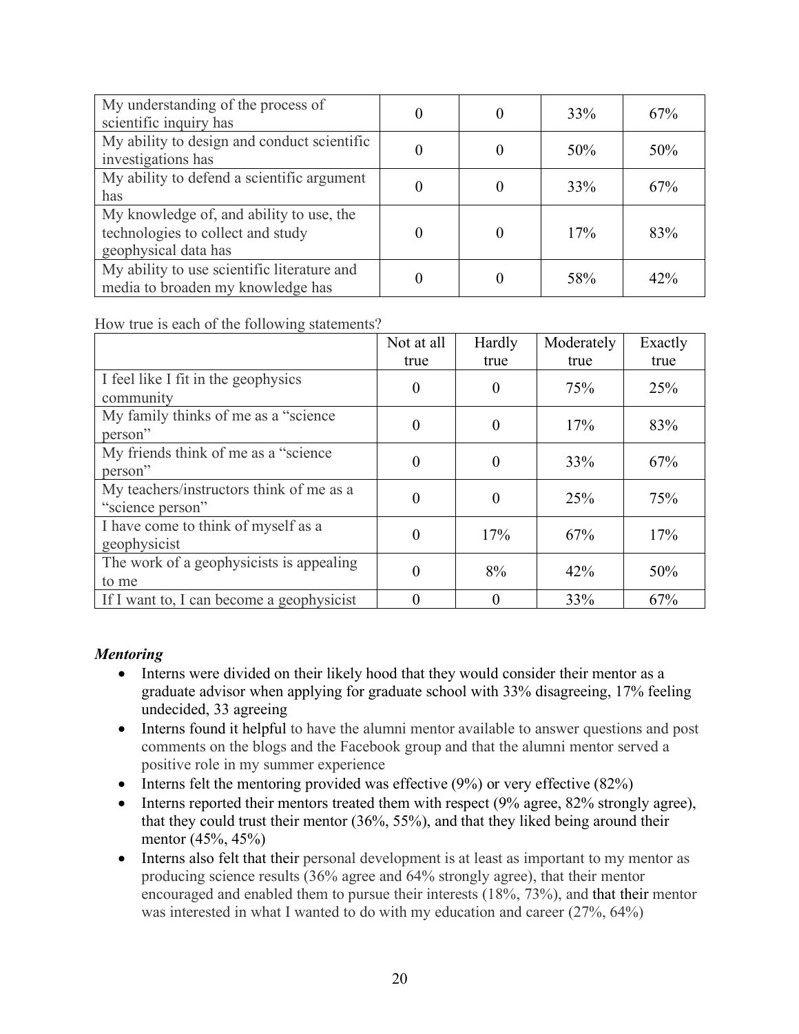| | | | | |
|---|---|---|---|---|
| My understanding of the process of scientific inquiry has | 0 | 0 | 33% | 67% |
| My ability to design and conduct scientific investigations has | 0 | 0 | 50% | 50% |
| My ability to defend a scientific argument has | 0 | 0 | 33% | 67% |
| My knowledge of, and ability to use, the technologies to collect and study geophysical data has | 0 | 0 | 17% | 83% |
| My ability to use scientific literature and media to broaden my knowledge has | 0 | 0 | 58% | 42% |

How true is each of the following statements?

| | Not at all true | Hardly true | Moderately true | Exactly true |
|---|---|---|---|---|
| I feel like I fit in the geophysics community | 0 | 0 | 75% | 25% |
| My family thinks of me as a "science person" | 0 | 0 | 17% | 83% |
| My friends think of me as a "science person" | 0 | 0 | 33% | 67% |
| My teachers/instructors think of me as a "science person" | 0 | 0 | 25% | 75% |
| I have come to think of myself as a geophysicist | 0 | 17% | 67% | 17% |
| The work of a geophysicists is appealing to me | 0 | 8% | 42% | 50% |
| If I want to, I can become a geophysicist | 0 | 0 | 33% | 67% |

***Mentoring***

- Interns were divided on their likely hood that they would consider their mentor as a graduate advisor when applying for graduate school with 33% disagreeing, 17% feeling undecided, 33 agreeing
- Interns found it helpful to have the alumni mentor available to answer questions and post comments on the blogs and the Facebook group and that the alumni mentor served a positive role in my summer experience
- Interns felt the mentoring provided was effective (9%) or very effective (82%)
- Interns reported their mentors treated them with respect (9% agree, 82% strongly agree), that they could trust their mentor (36%, 55%), and that they liked being around their mentor (45%, 45%)
- Interns also felt that their personal development is at least as important to my mentor as producing science results (36% agree and 64% strongly agree), that their mentor encouraged and enabled them to pursue their interests (18%, 73%), and that their mentor was interested in what I wanted to do with my education and career (27%, 64%)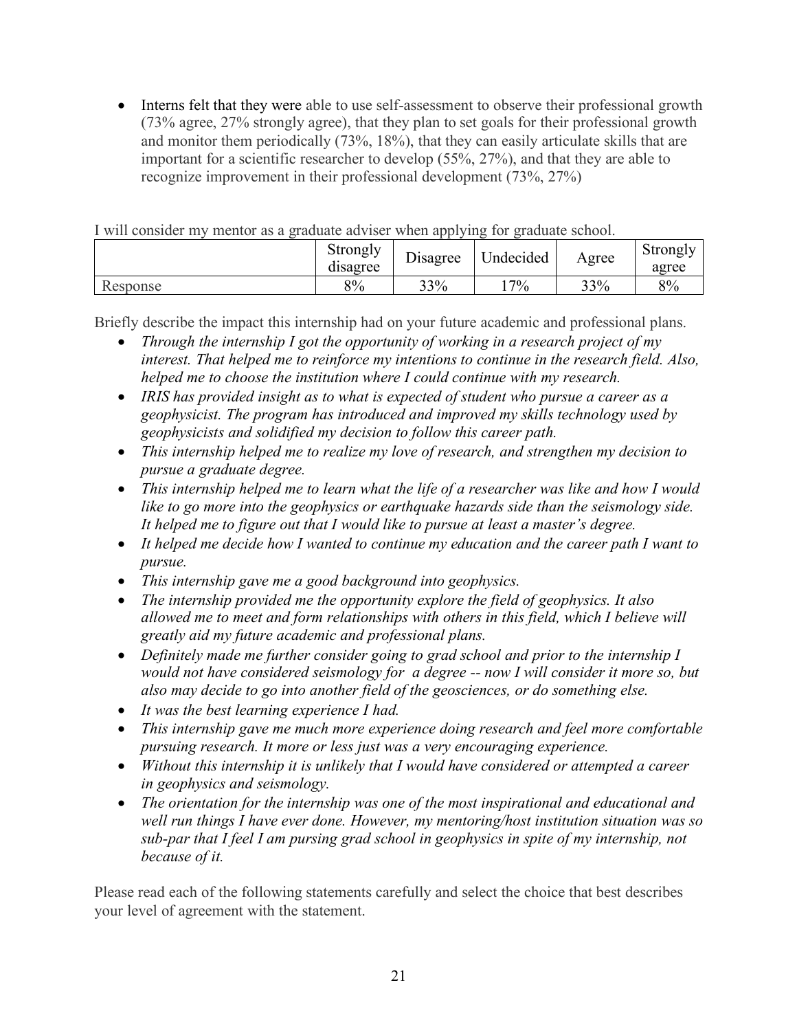- Interns felt that they were able to use self-assessment to observe their professional growth (73% agree, 27% strongly agree), that they plan to set goals for their professional growth and monitor them periodically (73%, 18%), that they can easily articulate skills that are important for a scientific researcher to develop (55%, 27%), and that they are able to recognize improvement in their professional development (73%, 27%)

I will consider my mentor as a graduate adviser when applying for graduate school.

| | Strongly disagree | Disagree | Undecided | Agree | Strongly agree |
|---|---|---|---|---|---|
| Response | 8% | 33% | 17% | 33% | 8% |

Briefly describe the impact this internship had on your future academic and professional plans.

- *Through the internship I got the opportunity of working in a research project of my interest. That helped me to reinforce my intentions to continue in the research field. Also, helped me to choose the institution where I could continue with my research.*
- *IRIS has provided insight as to what is expected of student who pursue a career as a geophysicist. The program has introduced and improved my skills technology used by geophysicists and solidified my decision to follow this career path.*
- *This internship helped me to realize my love of research, and strengthen my decision to pursue a graduate degree.*
- *This internship helped me to learn what the life of a researcher was like and how I would like to go more into the geophysics or earthquake hazards side than the seismology side. It helped me to figure out that I would like to pursue at least a master's degree.*
- *It helped me decide how I wanted to continue my education and the career path I want to pursue.*
- *This internship gave me a good background into geophysics.*
- *The internship provided me the opportunity explore the field of geophysics. It also allowed me to meet and form relationships with others in this field, which I believe will greatly aid my future academic and professional plans.*
- *Definitely made me further consider going to grad school and prior to the internship I would not have considered seismology for a degree -- now I will consider it more so, but also may decide to go into another field of the geosciences, or do something else.*
- *It was the best learning experience I had.*
- *This internship gave me much more experience doing research and feel more comfortable pursuing research. It more or less just was a very encouraging experience.*
- *Without this internship it is unlikely that I would have considered or attempted a career in geophysics and seismology.*
- *The orientation for the internship was one of the most inspirational and educational and well run things I have ever done. However, my mentoring/host institution situation was so sub-par that I feel I am pursing grad school in geophysics in spite of my internship, not because of it.*

Please read each of the following statements carefully and select the choice that best describes your level of agreement with the statement.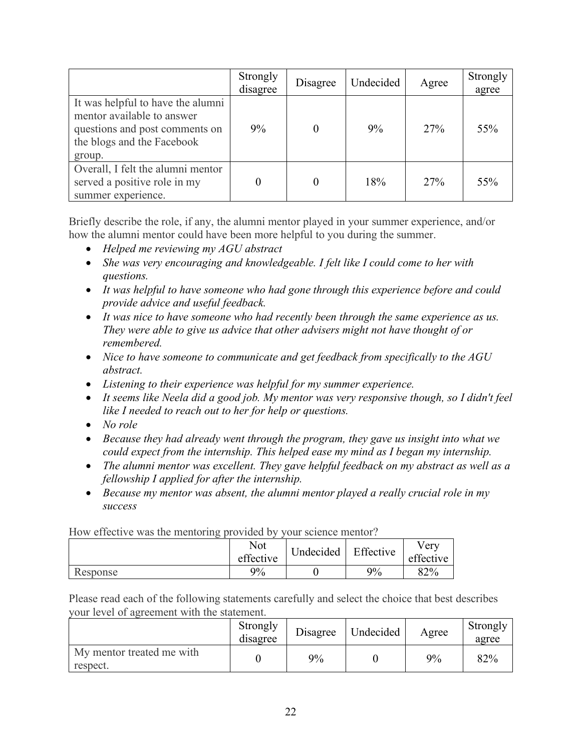| | Strongly disagree | Disagree | Undecided | Agree | Strongly agree |
|---|---|---|---|---|---|
| It was helpful to have the alumni mentor available to answer questions and post comments on the blogs and the Facebook group. | 9% | 0 | 9% | 27% | 55% |
| Overall, I felt the alumni mentor served a positive role in my summer experience. | 0 | 0 | 18% | 27% | 55% |

Briefly describe the role, if any, the alumni mentor played in your summer experience, and/or how the alumni mentor could have been more helpful to you during the summer.

- *Helped me reviewing my AGU abstract*
- *She was very encouraging and knowledgeable. I felt like I could come to her with questions.*
- *It was helpful to have someone who had gone through this experience before and could provide advice and useful feedback.*
- *It was nice to have someone who had recently been through the same experience as us. They were able to give us advice that other advisers might not have thought of or remembered.*
- *Nice to have someone to communicate and get feedback from specifically to the AGU abstract.*
- *Listening to their experience was helpful for my summer experience.*
- *It seems like Neela did a good job. My mentor was very responsive though, so I didn't feel like I needed to reach out to her for help or questions.*
- *No role*
- *Because they had already went through the program, they gave us insight into what we could expect from the internship. This helped ease my mind as I began my internship.*
- *The alumni mentor was excellent. They gave helpful feedback on my abstract as well as a fellowship I applied for after the internship.*
- *Because my mentor was absent, the alumni mentor played a really crucial role in my success*

How effective was the mentoring provided by your science mentor?

| | Not effective | Undecided | Effective | Very effective |
|---|---|---|---|---|
| Response | 9% | 0 | 9% | 82% |

Please read each of the following statements carefully and select the choice that best describes your level of agreement with the statement.

| | Strongly disagree | Disagree | Undecided | Agree | Strongly agree |
|---|---|---|---|---|---|
| My mentor treated me with respect. | 0 | 9% | 0 | 9% | 82% |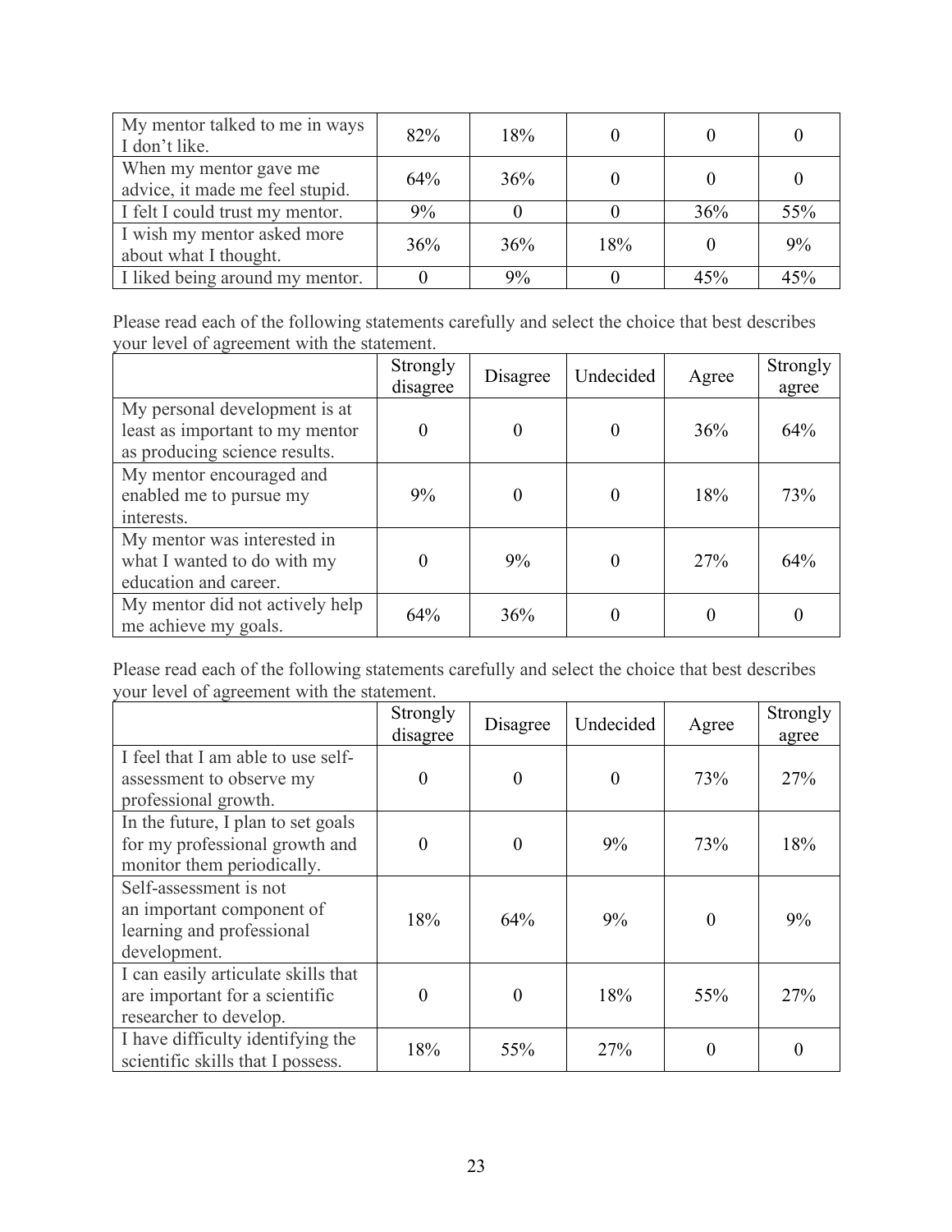| | | | | | |
|---|---|---|---|---|---|
| My mentor talked to me in ways I don't like. | 82% | 18% | 0 | 0 | 0 |
| When my mentor gave me advice, it made me feel stupid. | 64% | 36% | 0 | 0 | 0 |
| I felt I could trust my mentor. | 9% | 0 | 0 | 36% | 55% |
| I wish my mentor asked more about what I thought. | 36% | 36% | 18% | 0 | 9% |
| I liked being around my mentor. | 0 | 9% | 0 | 45% | 45% |

Please read each of the following statements carefully and select the choice that best describes your level of agreement with the statement.

| | Strongly disagree | Disagree | Undecided | Agree | Strongly agree |
|---|---|---|---|---|---|
| My personal development is at least as important to my mentor as producing science results. | 0 | 0 | 0 | 36% | 64% |
| My mentor encouraged and enabled me to pursue my interests. | 9% | 0 | 0 | 18% | 73% |
| My mentor was interested in what I wanted to do with my education and career. | 0 | 9% | 0 | 27% | 64% |
| My mentor did not actively help me achieve my goals. | 64% | 36% | 0 | 0 | 0 |

Please read each of the following statements carefully and select the choice that best describes your level of agreement with the statement.

| | Strongly disagree | Disagree | Undecided | Agree | Strongly agree |
|---|---|---|---|---|---|
| I feel that I am able to use self-assessment to observe my professional growth. | 0 | 0 | 0 | 73% | 27% |
| In the future, I plan to set goals for my professional growth and monitor them periodically. | 0 | 0 | 9% | 73% | 18% |
| Self-assessment is not an important component of learning and professional development. | 18% | 64% | 9% | 0 | 9% |
| I can easily articulate skills that are important for a scientific researcher to develop. | 0 | 0 | 18% | 55% | 27% |
| I have difficulty identifying the scientific skills that I possess. | 18% | 55% | 27% | 0 | 0 |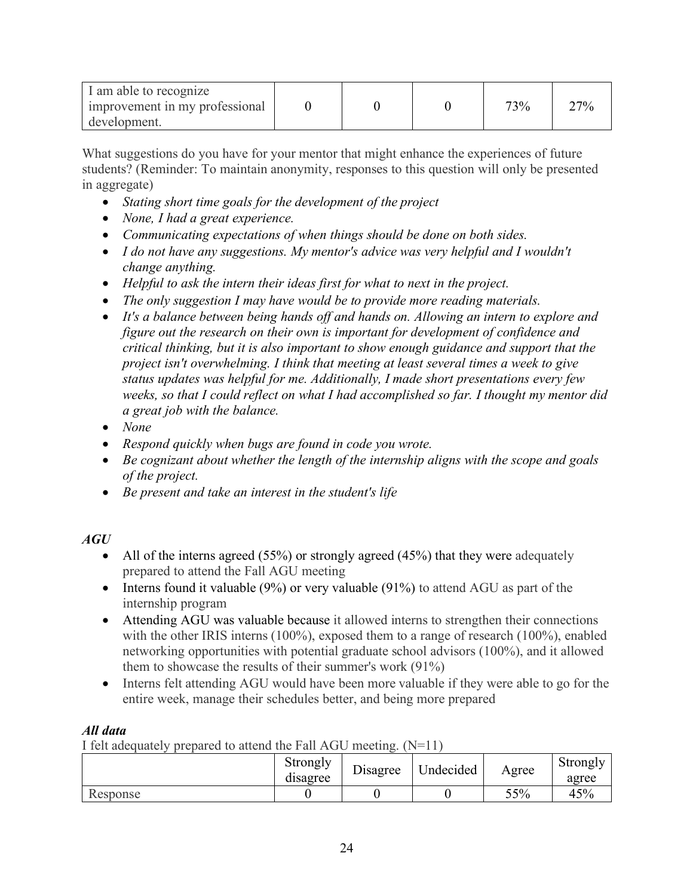| I am able to recognize improvement in my professional development. | 0 | 0 | 0 | 73% | 27% |
| --- | --- | --- | --- | --- | --- |

What suggestions do you have for your mentor that might enhance the experiences of future students? (Reminder: To maintain anonymity, responses to this question will only be presented in aggregate)

- *Stating short time goals for the development of the project*
- *None, I had a great experience.*
- *Communicating expectations of when things should be done on both sides.*
- *I do not have any suggestions. My mentor's advice was very helpful and I wouldn't change anything.*
- *Helpful to ask the intern their ideas first for what to next in the project.*
- *The only suggestion I may have would be to provide more reading materials.*
- *It's a balance between being hands off and hands on. Allowing an intern to explore and figure out the research on their own is important for development of confidence and critical thinking, but it is also important to show enough guidance and support that the project isn't overwhelming. I think that meeting at least several times a week to give status updates was helpful for me. Additionally, I made short presentations every few weeks, so that I could reflect on what I had accomplished so far. I thought my mentor did a great job with the balance.*
- *None*
- *Respond quickly when bugs are found in code you wrote.*
- *Be cognizant about whether the length of the internship aligns with the scope and goals of the project.*
- *Be present and take an interest in the student's life*

### *AGU*

- All of the interns agreed (55%) or strongly agreed (45%) that they were adequately prepared to attend the Fall AGU meeting
- Interns found it valuable (9%) or very valuable (91%) to attend AGU as part of the internship program
- Attending AGU was valuable because it allowed interns to strengthen their connections with the other IRIS interns (100%), exposed them to a range of research (100%), enabled networking opportunities with potential graduate school advisors (100%), and it allowed them to showcase the results of their summer's work (91%)
- Interns felt attending AGU would have been more valuable if they were able to go for the entire week, manage their schedules better, and being more prepared

### *All data*

I felt adequately prepared to attend the Fall AGU meeting. (N=11)

| | Strongly disagree | Disagree | Undecided | Agree | Strongly agree |
| --- | --- | --- | --- | --- | --- |
| Response | 0 | 0 | 0 | 55% | 45% |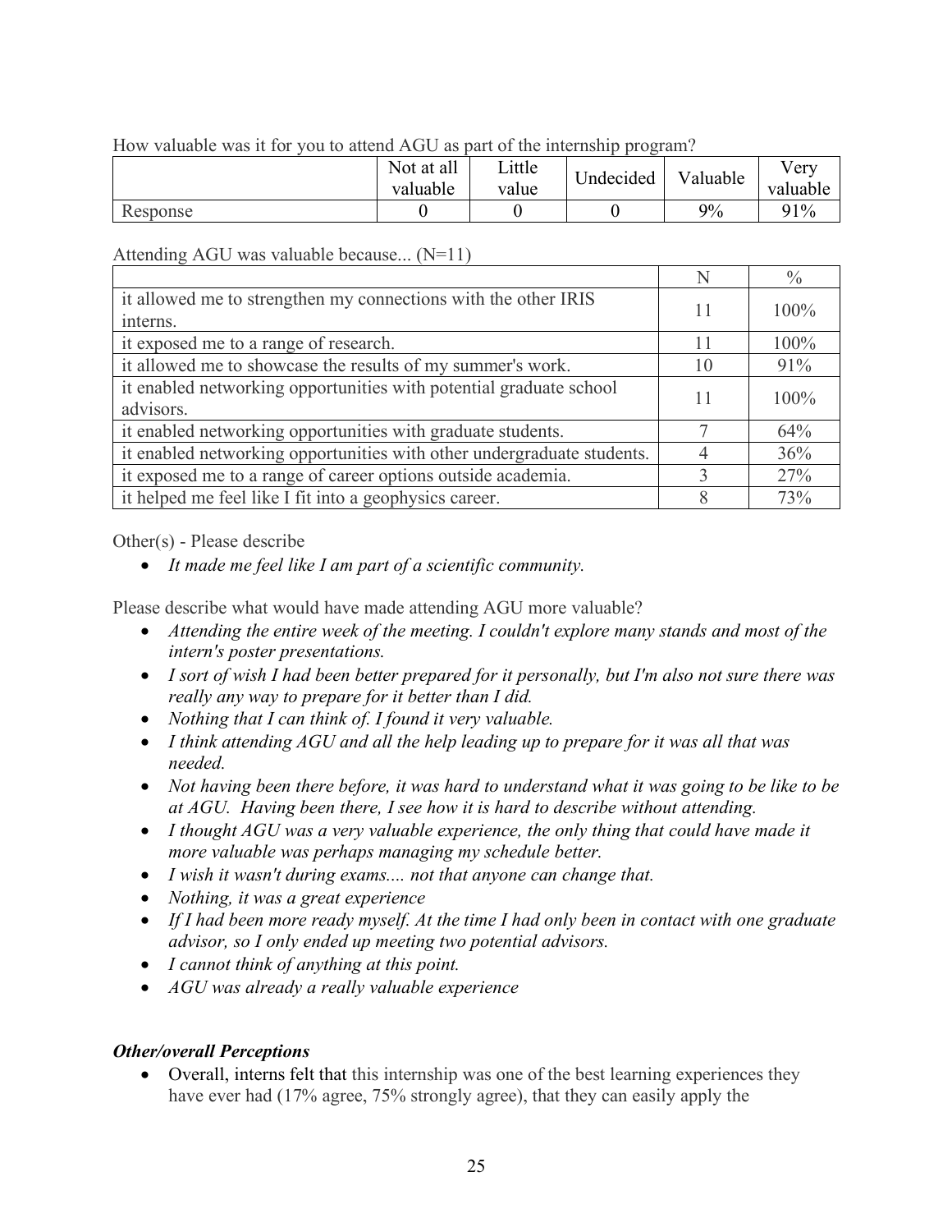How valuable was it for you to attend AGU as part of the internship program?

| | Not at all valuable | Little value | Undecided | Valuable | Very valuable |
|---|---|---|---|---|---|
| Response | 0 | 0 | 0 | 9% | 91% |

Attending AGU was valuable because... (N=11)

| | N | % |
|---|---|---|
| it allowed me to strengthen my connections with the other IRIS interns. | 11 | 100% |
| it exposed me to a range of research. | 11 | 100% |
| it allowed me to showcase the results of my summer's work. | 10 | 91% |
| it enabled networking opportunities with potential graduate school advisors. | 11 | 100% |
| it enabled networking opportunities with graduate students. | 7 | 64% |
| it enabled networking opportunities with other undergraduate students. | 4 | 36% |
| it exposed me to a range of career options outside academia. | 3 | 27% |
| it helped me feel like I fit into a geophysics career. | 8 | 73% |

Other(s) - Please describe

- *It made me feel like I am part of a scientific community.*

Please describe what would have made attending AGU more valuable?

- *Attending the entire week of the meeting. I couldn't explore many stands and most of the intern's poster presentations.*
- *I sort of wish I had been better prepared for it personally, but I'm also not sure there was really any way to prepare for it better than I did.*
- *Nothing that I can think of. I found it very valuable.*
- *I think attending AGU and all the help leading up to prepare for it was all that was needed.*
- *Not having been there before, it was hard to understand what it was going to be like to be at AGU. Having been there, I see how it is hard to describe without attending.*
- *I thought AGU was a very valuable experience, the only thing that could have made it more valuable was perhaps managing my schedule better.*
- *I wish it wasn't during exams.... not that anyone can change that.*
- *Nothing, it was a great experience*
- *If I had been more ready myself. At the time I had only been in contact with one graduate advisor, so I only ended up meeting two potential advisors.*
- *I cannot think of anything at this point.*
- *AGU was already a really valuable experience*

***Other/overall Perceptions***

- Overall, interns felt that this internship was one of the best learning experiences they have ever had (17% agree, 75% strongly agree), that they can easily apply the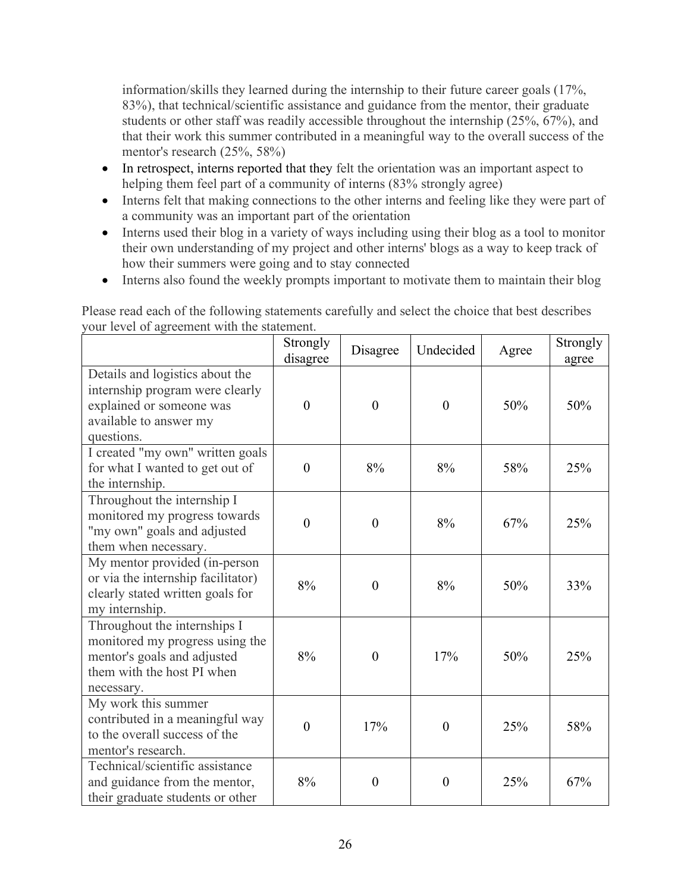information/skills they learned during the internship to their future career goals (17%, 83%), that technical/scientific assistance and guidance from the mentor, their graduate students or other staff was readily accessible throughout the internship (25%, 67%), and that their work this summer contributed in a meaningful way to the overall success of the mentor's research (25%, 58%)

- In retrospect, interns reported that they felt the orientation was an important aspect to helping them feel part of a community of interns (83% strongly agree)
- Interns felt that making connections to the other interns and feeling like they were part of a community was an important part of the orientation
- Interns used their blog in a variety of ways including using their blog as a tool to monitor their own understanding of my project and other interns' blogs as a way to keep track of how their summers were going and to stay connected
- Interns also found the weekly prompts important to motivate them to maintain their blog

Please read each of the following statements carefully and select the choice that best describes your level of agreement with the statement.

| | Strongly disagree | Disagree | Undecided | Agree | Strongly agree |
|---|---|---|---|---|---|
| Details and logistics about the internship program were clearly explained or someone was available to answer my questions. | 0 | 0 | 0 | 50% | 50% |
| I created "my own" written goals for what I wanted to get out of the internship. | 0 | 8% | 8% | 58% | 25% |
| Throughout the internship I monitored my progress towards "my own" goals and adjusted them when necessary. | 0 | 0 | 8% | 67% | 25% |
| My mentor provided (in-person or via the internship facilitator) clearly stated written goals for my internship. | 8% | 0 | 8% | 50% | 33% |
| Throughout the internships I monitored my progress using the mentor's goals and adjusted them with the host PI when necessary. | 8% | 0 | 17% | 50% | 25% |
| My work this summer contributed in a meaningful way to the overall success of the mentor's research. | 0 | 17% | 0 | 25% | 58% |
| Technical/scientific assistance and guidance from the mentor, their graduate students or other | 8% | 0 | 0 | 25% | 67% |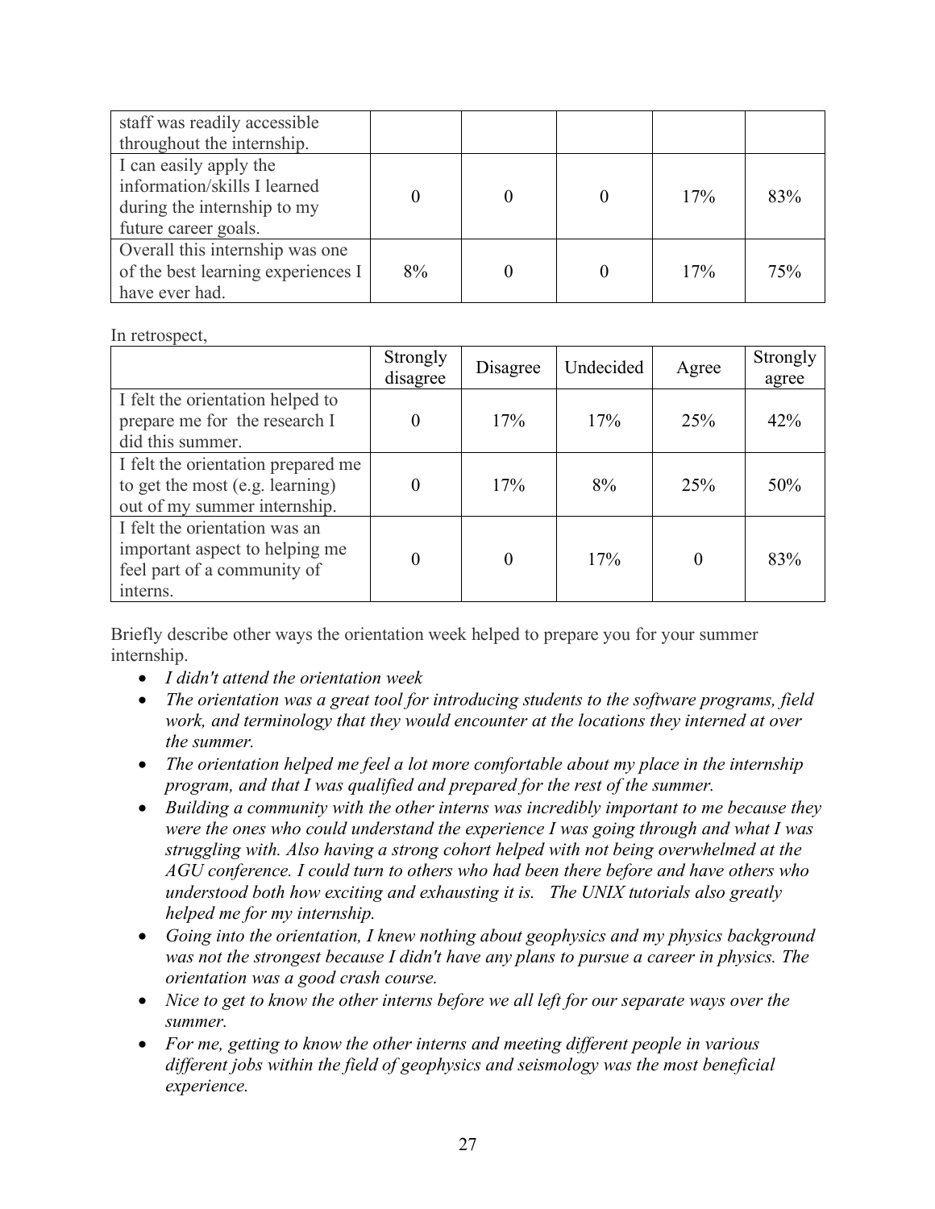| | | | | | |
|---|---|---|---|---|---|
| staff was readily accessible throughout the internship. | | | | | |
| I can easily apply the information/skills I learned during the internship to my future career goals. | 0 | 0 | 0 | 17% | 83% |
| Overall this internship was one of the best learning experiences I have ever had. | 8% | 0 | 0 | 17% | 75% |

In retrospect,

| | Strongly disagree | Disagree | Undecided | Agree | Strongly agree |
|---|---|---|---|---|---|
| I felt the orientation helped to prepare me for the research I did this summer. | 0 | 17% | 17% | 25% | 42% |
| I felt the orientation prepared me to get the most (e.g. learning) out of my summer internship. | 0 | 17% | 8% | 25% | 50% |
| I felt the orientation was an important aspect to helping me feel part of a community of interns. | 0 | 0 | 17% | 0 | 83% |

Briefly describe other ways the orientation week helped to prepare you for your summer internship.

- *I didn't attend the orientation week*
- *The orientation was a great tool for introducing students to the software programs, field work, and terminology that they would encounter at the locations they interned at over the summer.*
- *The orientation helped me feel a lot more comfortable about my place in the internship program, and that I was qualified and prepared for the rest of the summer.*
- *Building a community with the other interns was incredibly important to me because they were the ones who could understand the experience I was going through and what I was struggling with. Also having a strong cohort helped with not being overwhelmed at the AGU conference. I could turn to others who had been there before and have others who understood both how exciting and exhausting it is. The UNIX tutorials also greatly helped me for my internship.*
- *Going into the orientation, I knew nothing about geophysics and my physics background was not the strongest because I didn't have any plans to pursue a career in physics. The orientation was a good crash course.*
- *Nice to get to know the other interns before we all left for our separate ways over the summer.*
- *For me, getting to know the other interns and meeting different people in various different jobs within the field of geophysics and seismology was the most beneficial experience.*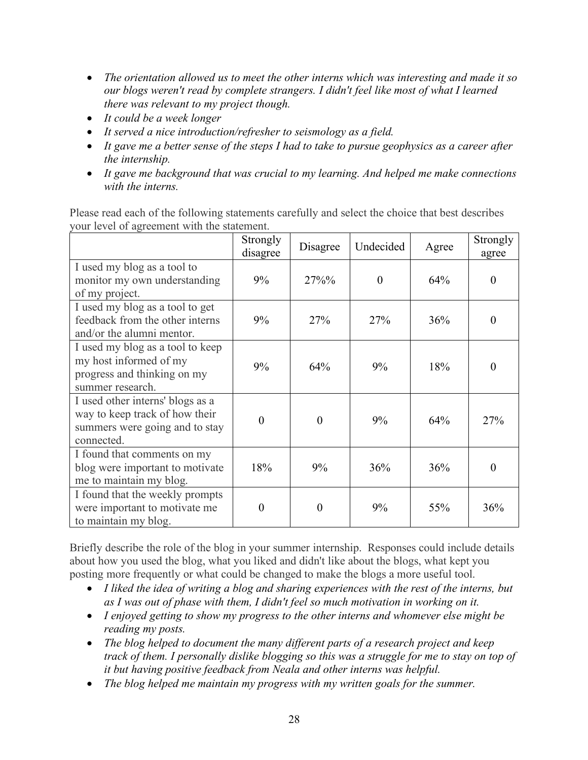- *The orientation allowed us to meet the other interns which was interesting and made it so our blogs weren't read by complete strangers. I didn't feel like most of what I learned there was relevant to my project though.*
- *It could be a week longer*
- *It served a nice introduction/refresher to seismology as a field.*
- *It gave me a better sense of the steps I had to take to pursue geophysics as a career after the internship.*
- *It gave me background that was crucial to my learning. And helped me make connections with the interns.*

Please read each of the following statements carefully and select the choice that best describes your level of agreement with the statement.

| | Strongly disagree | Disagree | Undecided | Agree | Strongly agree |
|---|---|---|---|---|---|
| I used my blog as a tool to monitor my own understanding of my project. | 9% | 27%% | 0 | 64% | 0 |
| I used my blog as a tool to get feedback from the other interns and/or the alumni mentor. | 9% | 27% | 27% | 36% | 0 |
| I used my blog as a tool to keep my host informed of my progress and thinking on my summer research. | 9% | 64% | 9% | 18% | 0 |
| I used other interns' blogs as a way to keep track of how their summers were going and to stay connected. | 0 | 0 | 9% | 64% | 27% |
| I found that comments on my blog were important to motivate me to maintain my blog. | 18% | 9% | 36% | 36% | 0 |
| I found that the weekly prompts were important to motivate me to maintain my blog. | 0 | 0 | 9% | 55% | 36% |

Briefly describe the role of the blog in your summer internship. Responses could include details about how you used the blog, what you liked and didn't like about the blogs, what kept you posting more frequently or what could be changed to make the blogs a more useful tool.

- *I liked the idea of writing a blog and sharing experiences with the rest of the interns, but as I was out of phase with them, I didn't feel so much motivation in working on it.*
- *I enjoyed getting to show my progress to the other interns and whomever else might be reading my posts.*
- *The blog helped to document the many different parts of a research project and keep track of them. I personally dislike blogging so this was a struggle for me to stay on top of it but having positive feedback from Neala and other interns was helpful.*
- *The blog helped me maintain my progress with my written goals for the summer.*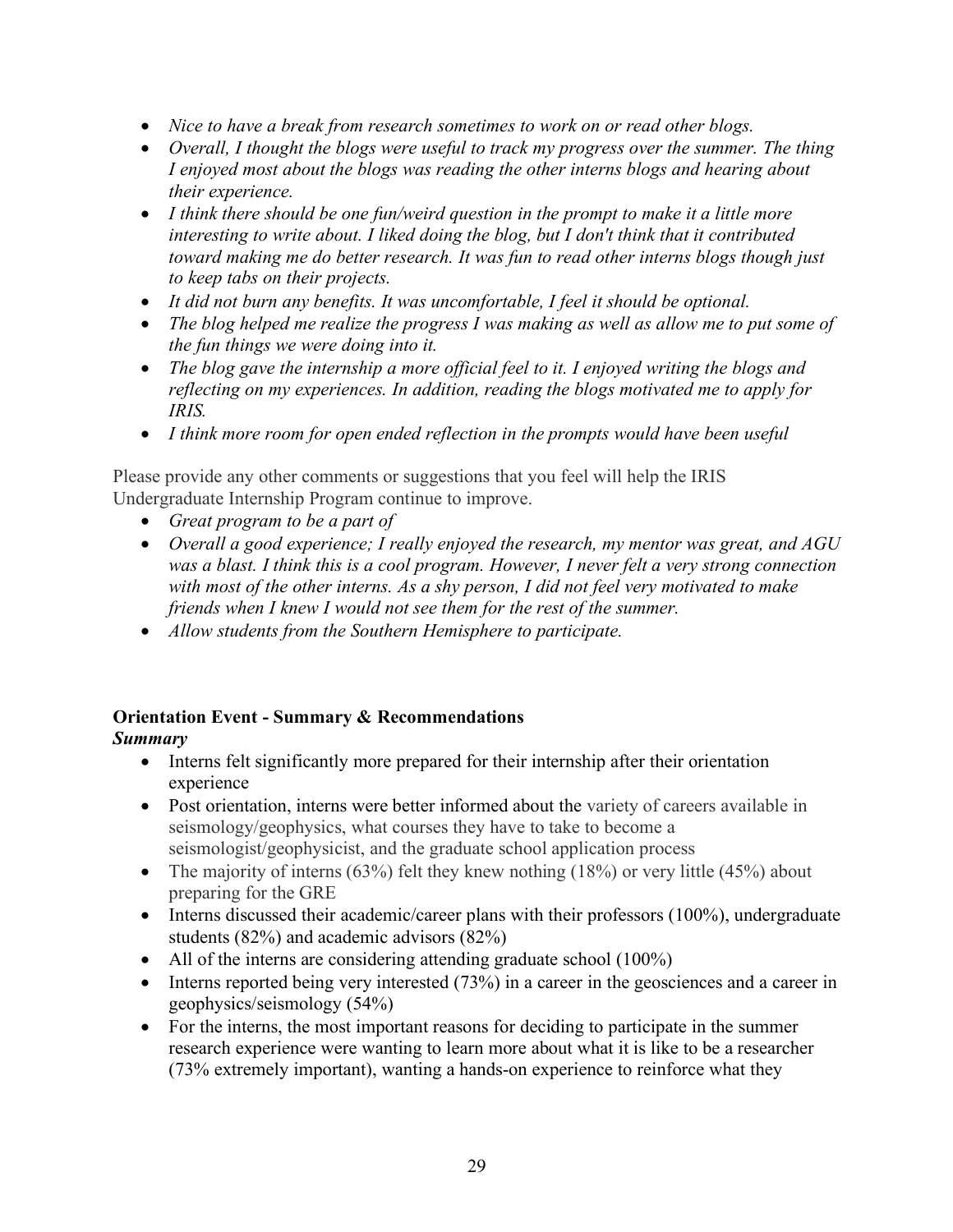- *Nice to have a break from research sometimes to work on or read other blogs.*
- *Overall, I thought the blogs were useful to track my progress over the summer. The thing I enjoyed most about the blogs was reading the other interns blogs and hearing about their experience.*
- *I think there should be one fun/weird question in the prompt to make it a little more interesting to write about. I liked doing the blog, but I don't think that it contributed toward making me do better research. It was fun to read other interns blogs though just to keep tabs on their projects.*
- *It did not burn any benefits. It was uncomfortable, I feel it should be optional.*
- *The blog helped me realize the progress I was making as well as allow me to put some of the fun things we were doing into it.*
- *The blog gave the internship a more official feel to it. I enjoyed writing the blogs and reflecting on my experiences. In addition, reading the blogs motivated me to apply for IRIS.*
- *I think more room for open ended reflection in the prompts would have been useful*

Please provide any other comments or suggestions that you feel will help the IRIS Undergraduate Internship Program continue to improve.

- *Great program to be a part of*
- *Overall a good experience; I really enjoyed the research, my mentor was great, and AGU was a blast. I think this is a cool program. However, I never felt a very strong connection with most of the other interns. As a shy person, I did not feel very motivated to make friends when I knew I would not see them for the rest of the summer.*
- *Allow students from the Southern Hemisphere to participate.*

## Orientation Event - Summary & Recommendations

***Summary***

- Interns felt significantly more prepared for their internship after their orientation experience
- Post orientation, interns were better informed about the variety of careers available in seismology/geophysics, what courses they have to take to become a seismologist/geophysicist, and the graduate school application process
- The majority of interns (63%) felt they knew nothing (18%) or very little (45%) about preparing for the GRE
- Interns discussed their academic/career plans with their professors (100%), undergraduate students (82%) and academic advisors (82%)
- All of the interns are considering attending graduate school (100%)
- Interns reported being very interested (73%) in a career in the geosciences and a career in geophysics/seismology (54%)
- For the interns, the most important reasons for deciding to participate in the summer research experience were wanting to learn more about what it is like to be a researcher (73% extremely important), wanting a hands-on experience to reinforce what they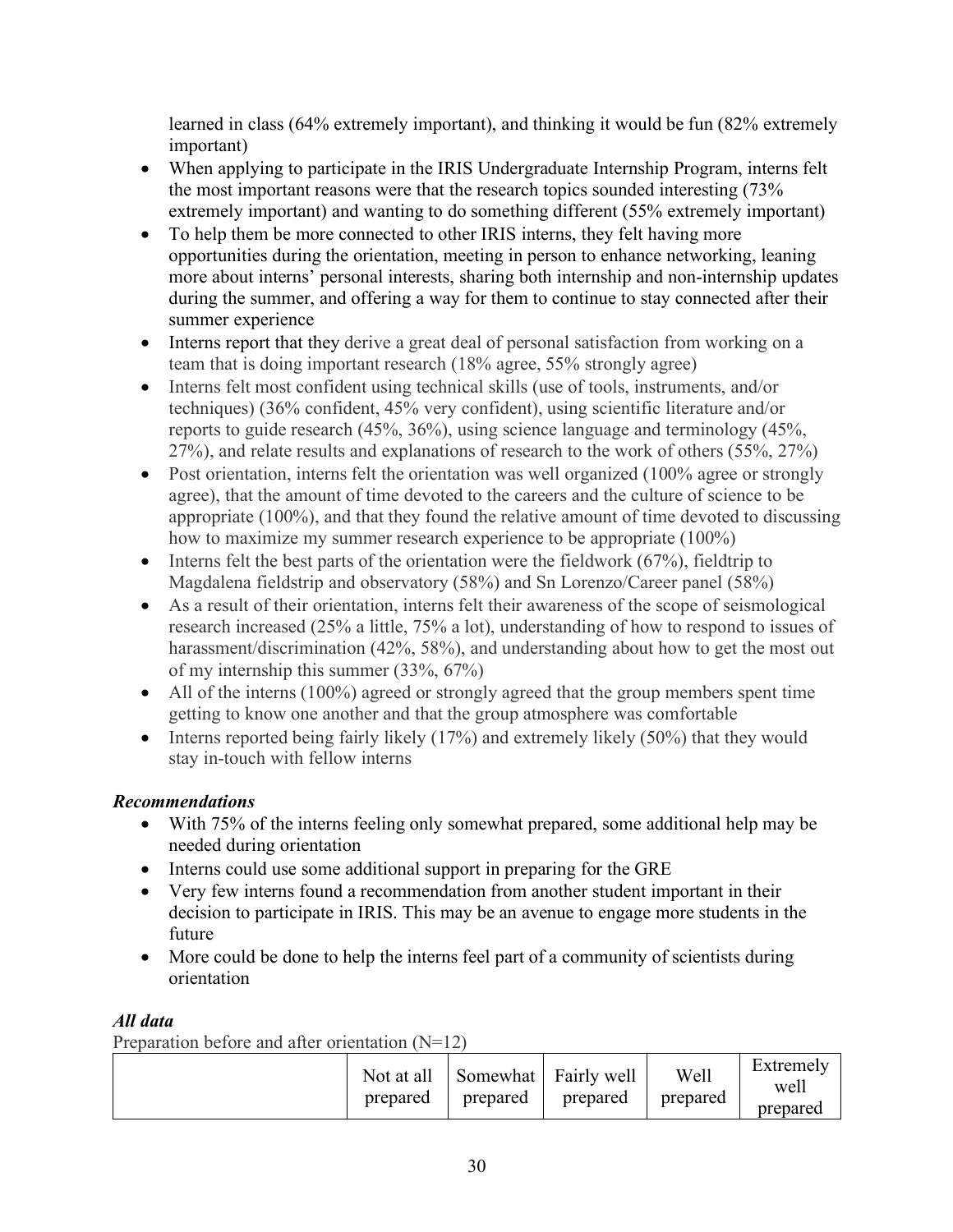learned in class (64% extremely important), and thinking it would be fun (82% extremely important)

- When applying to participate in the IRIS Undergraduate Internship Program, interns felt the most important reasons were that the research topics sounded interesting (73% extremely important) and wanting to do something different (55% extremely important)
- To help them be more connected to other IRIS interns, they felt having more opportunities during the orientation, meeting in person to enhance networking, leaning more about interns' personal interests, sharing both internship and non-internship updates during the summer, and offering a way for them to continue to stay connected after their summer experience
- Interns report that they derive a great deal of personal satisfaction from working on a team that is doing important research (18% agree, 55% strongly agree)
- Interns felt most confident using technical skills (use of tools, instruments, and/or techniques) (36% confident, 45% very confident), using scientific literature and/or reports to guide research (45%, 36%), using science language and terminology (45%, 27%), and relate results and explanations of research to the work of others (55%, 27%)
- Post orientation, interns felt the orientation was well organized (100% agree or strongly agree), that the amount of time devoted to the careers and the culture of science to be appropriate (100%), and that they found the relative amount of time devoted to discussing how to maximize my summer research experience to be appropriate (100%)
- Interns felt the best parts of the orientation were the fieldwork (67%), fieldtrip to Magdalena fieldstrip and observatory (58%) and Sn Lorenzo/Career panel (58%)
- As a result of their orientation, interns felt their awareness of the scope of seismological research increased (25% a little, 75% a lot), understanding of how to respond to issues of harassment/discrimination (42%, 58%), and understanding about how to get the most out of my internship this summer (33%, 67%)
- All of the interns (100%) agreed or strongly agreed that the group members spent time getting to know one another and that the group atmosphere was comfortable
- Interns reported being fairly likely (17%) and extremely likely (50%) that they would stay in-touch with fellow interns

### *Recommendations*

- With 75% of the interns feeling only somewhat prepared, some additional help may be needed during orientation
- Interns could use some additional support in preparing for the GRE
- Very few interns found a recommendation from another student important in their decision to participate in IRIS. This may be an avenue to engage more students in the future
- More could be done to help the interns feel part of a community of scientists during orientation

### *All data*

Preparation before and after orientation (N=12)

| | Not at all prepared | Somewhat prepared | Fairly well prepared | Well prepared | Extremely well prepared |
|---|---|---|---|---|---|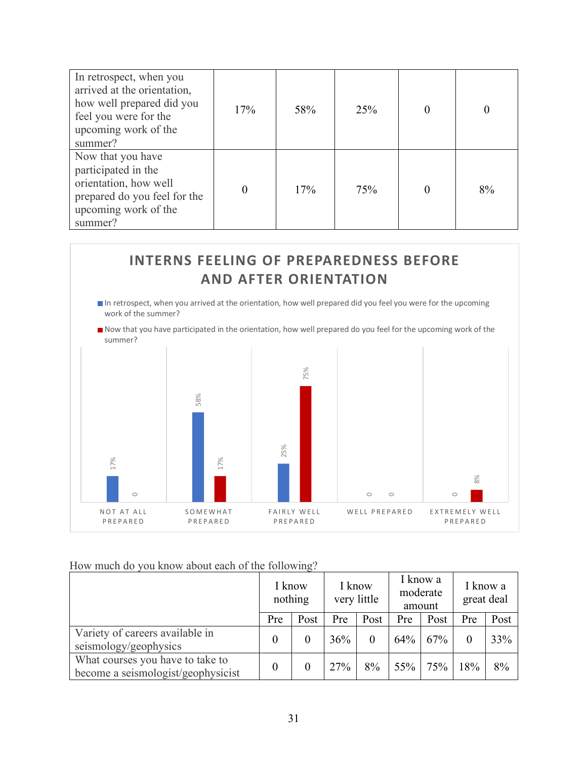| | | | | | |
|---|---|---|---|---|---|
| In retrospect, when you arrived at the orientation, how well prepared did you feel you were for the upcoming work of the summer? | 17% | 58% | 25% | 0 | 0 |
| Now that you have participated in the orientation, how well prepared do you feel for the upcoming work of the summer? | 0 | 17% | 75% | 0 | 8% |

**INTERNS FEELING OF PREPAREDNESS BEFORE AND AFTER ORIENTATION**

| | Not at all prepared | Somewhat prepared | Fairly well prepared | Well prepared | Extremely well prepared |
|---|---|---|---|---|---|
| In retrospect, when you arrived at the orientation, how well prepared did you feel you were for the upcoming work of the summer? | 17% | 58% | 25% | 0 | 0 |
| Now that you have participated in the orientation, how well prepared do you feel for the upcoming work of the summer? | 0 | 17% | 75% | 0 | 8% |

How much do you know about each of the following?

| | I know nothing | | I know very little | | I know a moderate amount | | I know a great deal | |
|---|---|---|---|---|---|---|---|---|
| | Pre | Post | Pre | Post | Pre | Post | Pre | Post |
| Variety of careers available in seismology/geophysics | 0 | 0 | 36% | 0 | 64% | 67% | 0 | 33% |
| What courses you have to take to become a seismologist/geophysicist | 0 | 0 | 27% | 8% | 55% | 75% | 18% | 8% |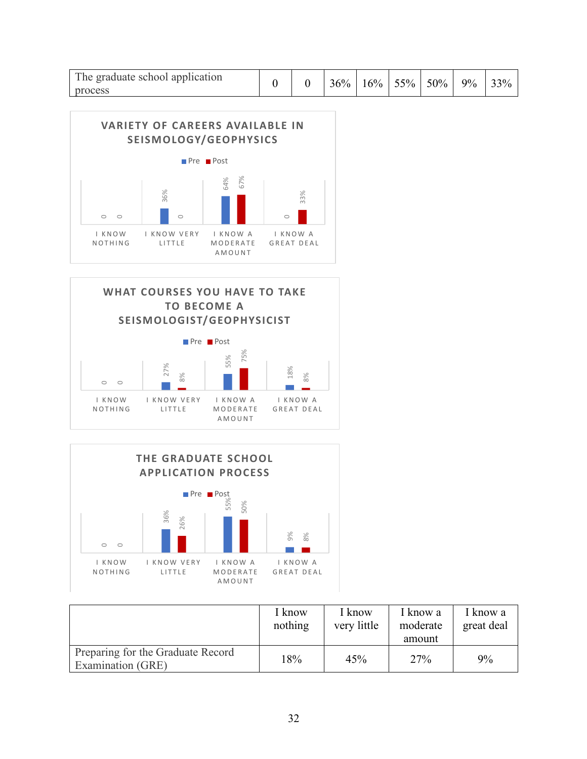| The graduate school application process | 0 | 0 | 36% | 16% | 55% | 50% | 9% | 33% |
|---|---|---|---|---|---|---|---|---|

**VARIETY OF CAREERS AVAILABLE IN SEISMOLOGY/GEOPHYSICS**

| | Pre | Post |
|---|---|---|
| I know nothing | 0 | 0 |
| I know very little | 36% | 0 |
| I know a moderate amount | 64% | 67% |
| I know a great deal | 0 | 33% |

**WHAT COURSES YOU HAVE TO TAKE TO BECOME A SEISMOLOGIST/GEOPHYSICIST**

| | Pre | Post |
|---|---|---|
| I know nothing | 0 | 0 |
| I know very little | 27% | 8% |
| I know a moderate amount | 55% | 75% |
| I know a great deal | 18% | 8% |

**THE GRADUATE SCHOOL APPLICATION PROCESS**

| | Pre | Post |
|---|---|---|
| I know nothing | 0 | 0 |
| I know very little | 36% | 26% |
| I know a moderate amount | 55% | 50% |
| I know a great deal | 9% | 8% |

| | I know nothing | I know very little | I know a moderate amount | I know a great deal |
|---|---|---|---|---|
| Preparing for the Graduate Record Examination (GRE) | 18% | 45% | 27% | 9% |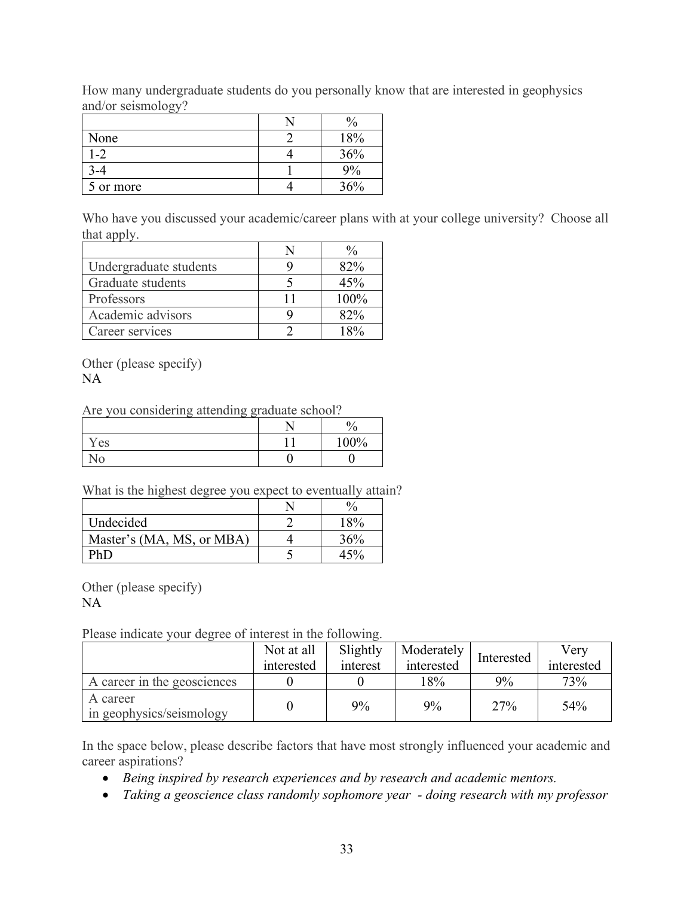How many undergraduate students do you personally know that are interested in geophysics and/or seismology?

| | N | % |
|---|---|---|
| None | 2 | 18% |
| 1-2 | 4 | 36% |
| 3-4 | 1 | 9% |
| 5 or more | 4 | 36% |

Who have you discussed your academic/career plans with at your college university? Choose all that apply.

| | N | % |
|---|---|---|
| Undergraduate students | 9 | 82% |
| Graduate students | 5 | 45% |
| Professors | 11 | 100% |
| Academic advisors | 9 | 82% |
| Career services | 2 | 18% |

Other (please specify)
NA

Are you considering attending graduate school?

| | N | % |
|---|---|---|
| Yes | 11 | 100% |
| No | 0 | 0 |

What is the highest degree you expect to eventually attain?

| | N | % |
|---|---|---|
| Undecided | 2 | 18% |
| Master's (MA, MS, or MBA) | 4 | 36% |
| PhD | 5 | 45% |

Other (please specify)
NA

Please indicate your degree of interest in the following.

| | Not at all interested | Slightly interest | Moderately interested | Interested | Very interested |
|---|---|---|---|---|---|
| A career in the geosciences | 0 | 0 | 18% | 9% | 73% |
| A career in geophysics/seismology | 0 | 9% | 9% | 27% | 54% |

In the space below, please describe factors that have most strongly influenced your academic and career aspirations?

- *Being inspired by research experiences and by research and academic mentors.*
- *Taking a geoscience class randomly sophomore year - doing research with my professor*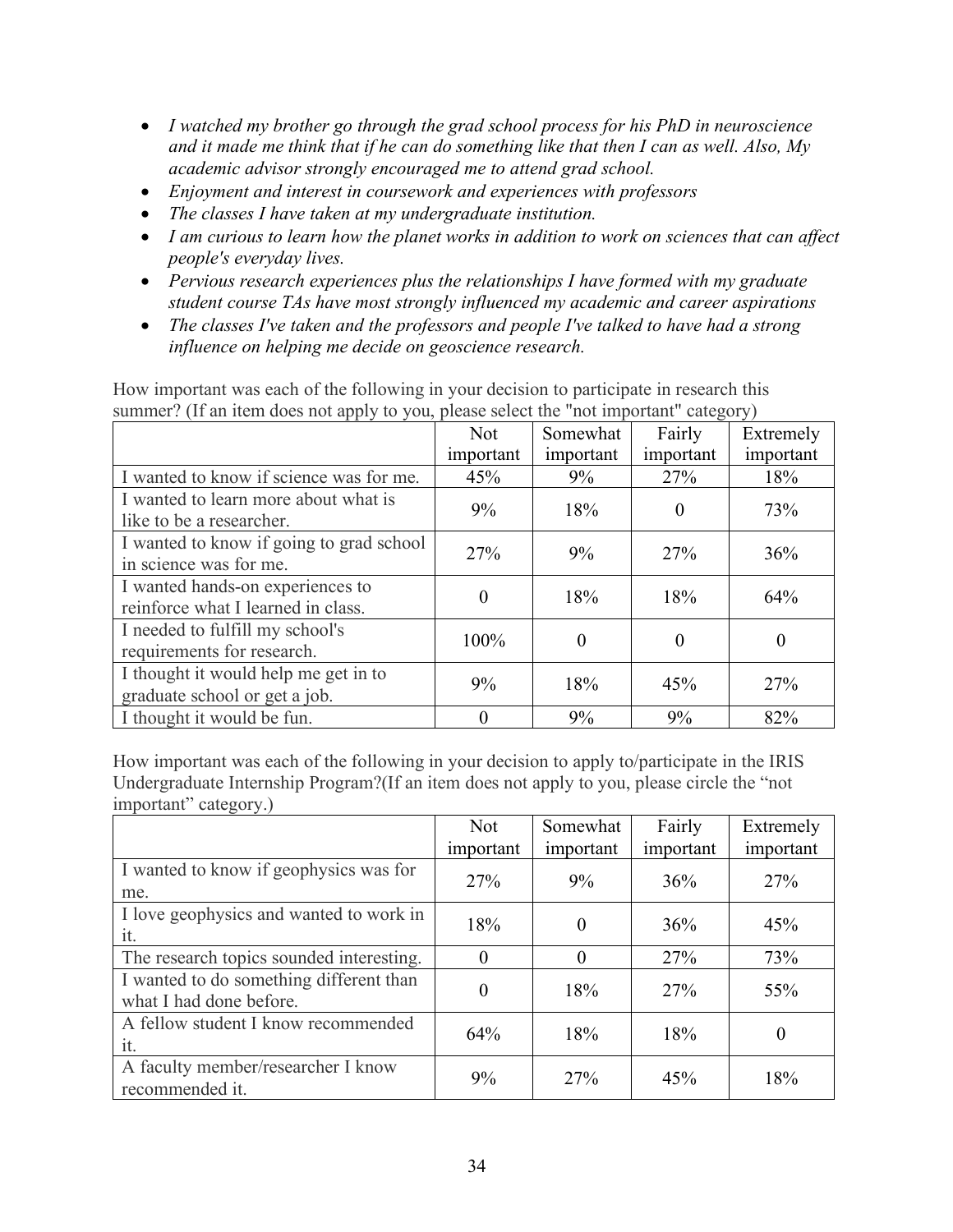- *I watched my brother go through the grad school process for his PhD in neuroscience and it made me think that if he can do something like that then I can as well. Also, My academic advisor strongly encouraged me to attend grad school.*
- *Enjoyment and interest in coursework and experiences with professors*
- *The classes I have taken at my undergraduate institution.*
- *I am curious to learn how the planet works in addition to work on sciences that can affect people's everyday lives.*
- *Pervious research experiences plus the relationships I have formed with my graduate student course TAs have most strongly influenced my academic and career aspirations*
- *The classes I've taken and the professors and people I've talked to have had a strong influence on helping me decide on geoscience research.*

How important was each of the following in your decision to participate in research this summer? (If an item does not apply to you, please select the "not important" category)

| | Not important | Somewhat important | Fairly important | Extremely important |
|---|---|---|---|---|
| I wanted to know if science was for me. | 45% | 9% | 27% | 18% |
| I wanted to learn more about what is like to be a researcher. | 9% | 18% | 0 | 73% |
| I wanted to know if going to grad school in science was for me. | 27% | 9% | 27% | 36% |
| I wanted hands-on experiences to reinforce what I learned in class. | 0 | 18% | 18% | 64% |
| I needed to fulfill my school's requirements for research. | 100% | 0 | 0 | 0 |
| I thought it would help me get in to graduate school or get a job. | 9% | 18% | 45% | 27% |
| I thought it would be fun. | 0 | 9% | 9% | 82% |

How important was each of the following in your decision to apply to/participate in the IRIS Undergraduate Internship Program?(If an item does not apply to you, please circle the "not important" category.)

| | Not important | Somewhat important | Fairly important | Extremely important |
|---|---|---|---|---|
| I wanted to know if geophysics was for me. | 27% | 9% | 36% | 27% |
| I love geophysics and wanted to work in it. | 18% | 0 | 36% | 45% |
| The research topics sounded interesting. | 0 | 0 | 27% | 73% |
| I wanted to do something different than what I had done before. | 0 | 18% | 27% | 55% |
| A fellow student I know recommended it. | 64% | 18% | 18% | 0 |
| A faculty member/researcher I know recommended it. | 9% | 27% | 45% | 18% |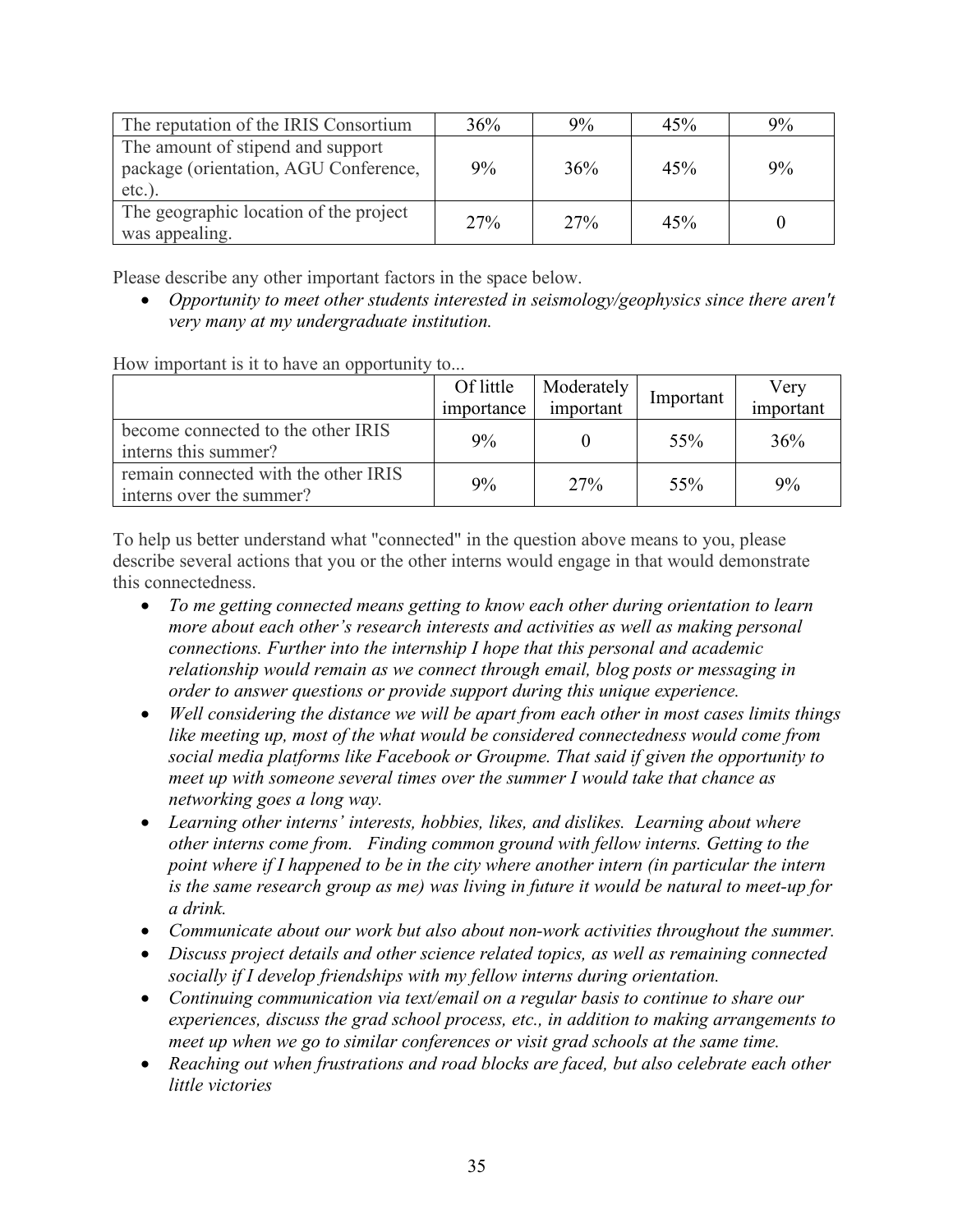| | | | | |
|---|---|---|---|---|
| The reputation of the IRIS Consortium | 36% | 9% | 45% | 9% |
| The amount of stipend and support package (orientation, AGU Conference, etc.). | 9% | 36% | 45% | 9% |
| The geographic location of the project was appealing. | 27% | 27% | 45% | 0 |

Please describe any other important factors in the space below.

- *Opportunity to meet other students interested in seismology/geophysics since there aren't very many at my undergraduate institution.*

How important is it to have an opportunity to...

| | Of little importance | Moderately important | Important | Very important |
|---|---|---|---|---|
| become connected to the other IRIS interns this summer? | 9% | 0 | 55% | 36% |
| remain connected with the other IRIS interns over the summer? | 9% | 27% | 55% | 9% |

To help us better understand what "connected" in the question above means to you, please describe several actions that you or the other interns would engage in that would demonstrate this connectedness.

- *To me getting connected means getting to know each other during orientation to learn more about each other's research interests and activities as well as making personal connections. Further into the internship I hope that this personal and academic relationship would remain as we connect through email, blog posts or messaging in order to answer questions or provide support during this unique experience.*
- *Well considering the distance we will be apart from each other in most cases limits things like meeting up, most of the what would be considered connectedness would come from social media platforms like Facebook or Groupme. That said if given the opportunity to meet up with someone several times over the summer I would take that chance as networking goes a long way.*
- *Learning other interns' interests, hobbies, likes, and dislikes. Learning about where other interns come from. Finding common ground with fellow interns. Getting to the point where if I happened to be in the city where another intern (in particular the intern is the same research group as me) was living in future it would be natural to meet-up for a drink.*
- *Communicate about our work but also about non-work activities throughout the summer.*
- *Discuss project details and other science related topics, as well as remaining connected socially if I develop friendships with my fellow interns during orientation.*
- *Continuing communication via text/email on a regular basis to continue to share our experiences, discuss the grad school process, etc., in addition to making arrangements to meet up when we go to similar conferences or visit grad schools at the same time.*
- *Reaching out when frustrations and road blocks are faced, but also celebrate each other little victories*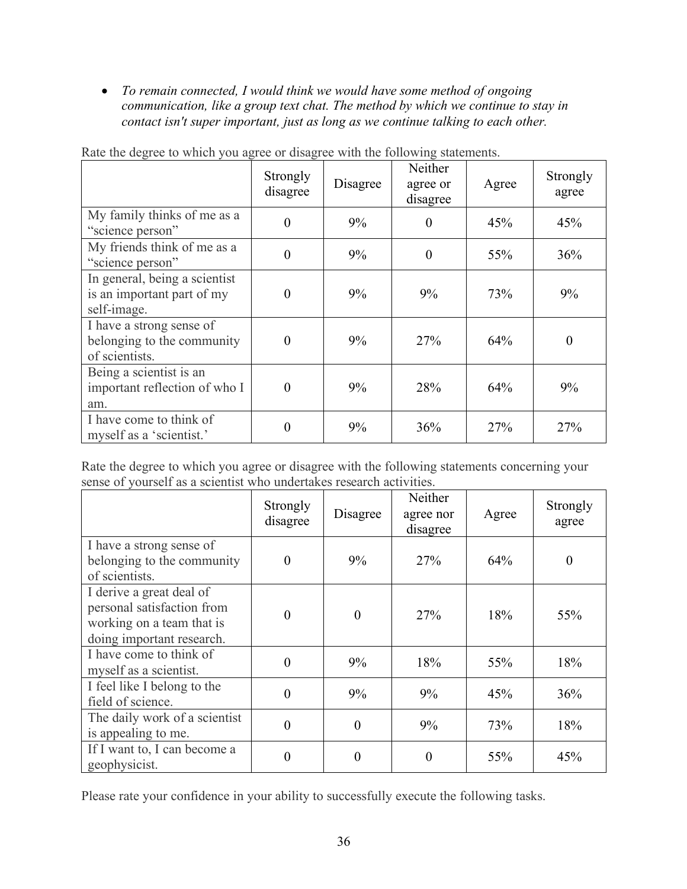- *To remain connected, I would think we would have some method of ongoing communication, like a group text chat. The method by which we continue to stay in contact isn't super important, just as long as we continue talking to each other.*

Rate the degree to which you agree or disagree with the following statements.

| | Strongly disagree | Disagree | Neither agree or disagree | Agree | Strongly agree |
|---|---|---|---|---|---|
| My family thinks of me as a "science person" | 0 | 9% | 0 | 45% | 45% |
| My friends think of me as a "science person" | 0 | 9% | 0 | 55% | 36% |
| In general, being a scientist is an important part of my self-image. | 0 | 9% | 9% | 73% | 9% |
| I have a strong sense of belonging to the community of scientists. | 0 | 9% | 27% | 64% | 0 |
| Being a scientist is an important reflection of who I am. | 0 | 9% | 28% | 64% | 9% |
| I have come to think of myself as a 'scientist.' | 0 | 9% | 36% | 27% | 27% |

Rate the degree to which you agree or disagree with the following statements concerning your sense of yourself as a scientist who undertakes research activities.

| | Strongly disagree | Disagree | Neither agree nor disagree | Agree | Strongly agree |
|---|---|---|---|---|---|
| I have a strong sense of belonging to the community of scientists. | 0 | 9% | 27% | 64% | 0 |
| I derive a great deal of personal satisfaction from working on a team that is doing important research. | 0 | 0 | 27% | 18% | 55% |
| I have come to think of myself as a scientist. | 0 | 9% | 18% | 55% | 18% |
| I feel like I belong to the field of science. | 0 | 9% | 9% | 45% | 36% |
| The daily work of a scientist is appealing to me. | 0 | 0 | 9% | 73% | 18% |
| If I want to, I can become a geophysicist. | 0 | 0 | 0 | 55% | 45% |

Please rate your confidence in your ability to successfully execute the following tasks.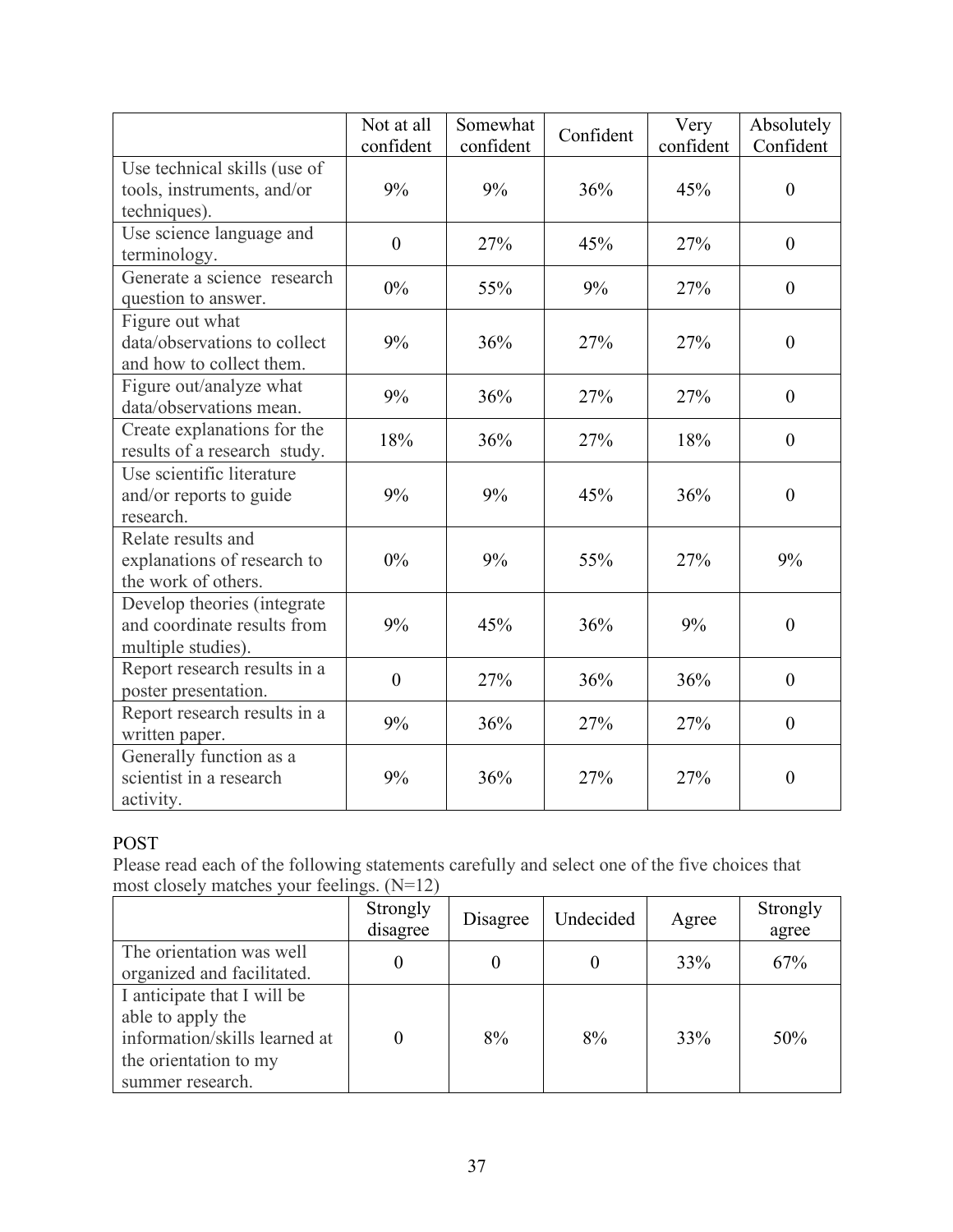| | Not at all confident | Somewhat confident | Confident | Very confident | Absolutely Confident |
|---|---|---|---|---|---|
| Use technical skills (use of tools, instruments, and/or techniques). | 9% | 9% | 36% | 45% | 0 |
| Use science language and terminology. | 0 | 27% | 45% | 27% | 0 |
| Generate a science research question to answer. | 0% | 55% | 9% | 27% | 0 |
| Figure out what data/observations to collect and how to collect them. | 9% | 36% | 27% | 27% | 0 |
| Figure out/analyze what data/observations mean. | 9% | 36% | 27% | 27% | 0 |
| Create explanations for the results of a research study. | 18% | 36% | 27% | 18% | 0 |
| Use scientific literature and/or reports to guide research. | 9% | 9% | 45% | 36% | 0 |
| Relate results and explanations of research to the work of others. | 0% | 9% | 55% | 27% | 9% |
| Develop theories (integrate and coordinate results from multiple studies). | 9% | 45% | 36% | 9% | 0 |
| Report research results in a poster presentation. | 0 | 27% | 36% | 36% | 0 |
| Report research results in a written paper. | 9% | 36% | 27% | 27% | 0 |
| Generally function as a scientist in a research activity. | 9% | 36% | 27% | 27% | 0 |

POST

Please read each of the following statements carefully and select one of the five choices that most closely matches your feelings. (N=12)

| | Strongly disagree | Disagree | Undecided | Agree | Strongly agree |
|---|---|---|---|---|---|
| The orientation was well organized and facilitated. | 0 | 0 | 0 | 33% | 67% |
| I anticipate that I will be able to apply the information/skills learned at the orientation to my summer research. | 0 | 8% | 8% | 33% | 50% |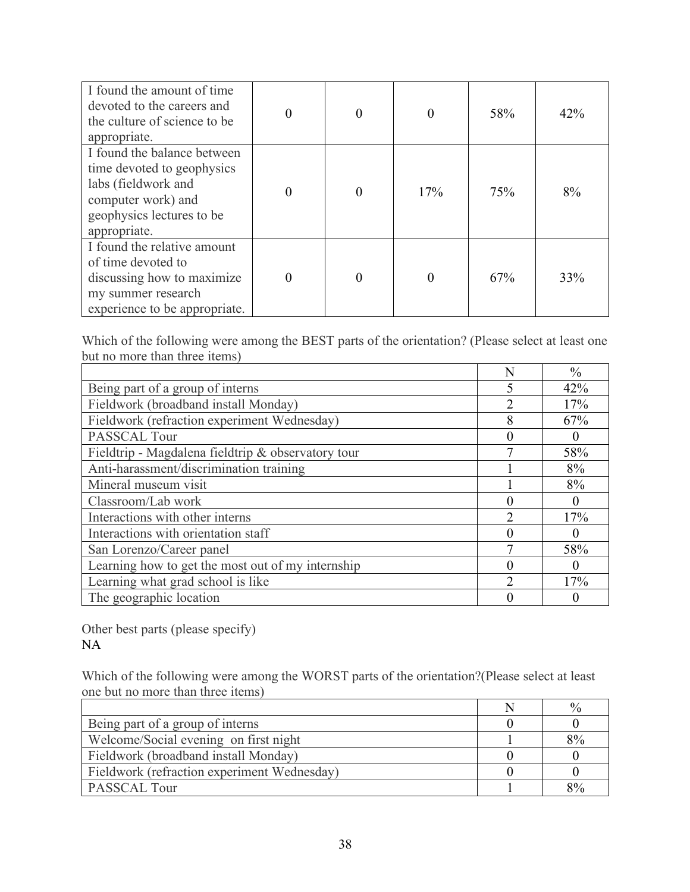| | | | | | |
|---|---|---|---|---|---|
| I found the amount of time devoted to the careers and the culture of science to be appropriate. | 0 | 0 | 0 | 58% | 42% |
| I found the balance between time devoted to geophysics labs (fieldwork and computer work) and geophysics lectures to be appropriate. | 0 | 0 | 17% | 75% | 8% |
| I found the relative amount of time devoted to discussing how to maximize my summer research experience to be appropriate. | 0 | 0 | 0 | 67% | 33% |

Which of the following were among the BEST parts of the orientation? (Please select at least one but no more than three items)

| | N | % |
|---|---|---|
| Being part of a group of interns | 5 | 42% |
| Fieldwork (broadband install Monday) | 2 | 17% |
| Fieldwork (refraction experiment Wednesday) | 8 | 67% |
| PASSCAL Tour | 0 | 0 |
| Fieldtrip - Magdalena fieldtrip & observatory tour | 7 | 58% |
| Anti-harassment/discrimination training | 1 | 8% |
| Mineral museum visit | 1 | 8% |
| Classroom/Lab work | 0 | 0 |
| Interactions with other interns | 2 | 17% |
| Interactions with orientation staff | 0 | 0 |
| San Lorenzo/Career panel | 7 | 58% |
| Learning how to get the most out of my internship | 0 | 0 |
| Learning what grad school is like | 2 | 17% |
| The geographic location | 0 | 0 |

Other best parts (please specify)
NA

Which of the following were among the WORST parts of the orientation?(Please select at least one but no more than three items)

| | N | % |
|---|---|---|
| Being part of a group of interns | 0 | 0 |
| Welcome/Social evening on first night | 1 | 8% |
| Fieldwork (broadband install Monday) | 0 | 0 |
| Fieldwork (refraction experiment Wednesday) | 0 | 0 |
| PASSCAL Tour | 1 | 8% |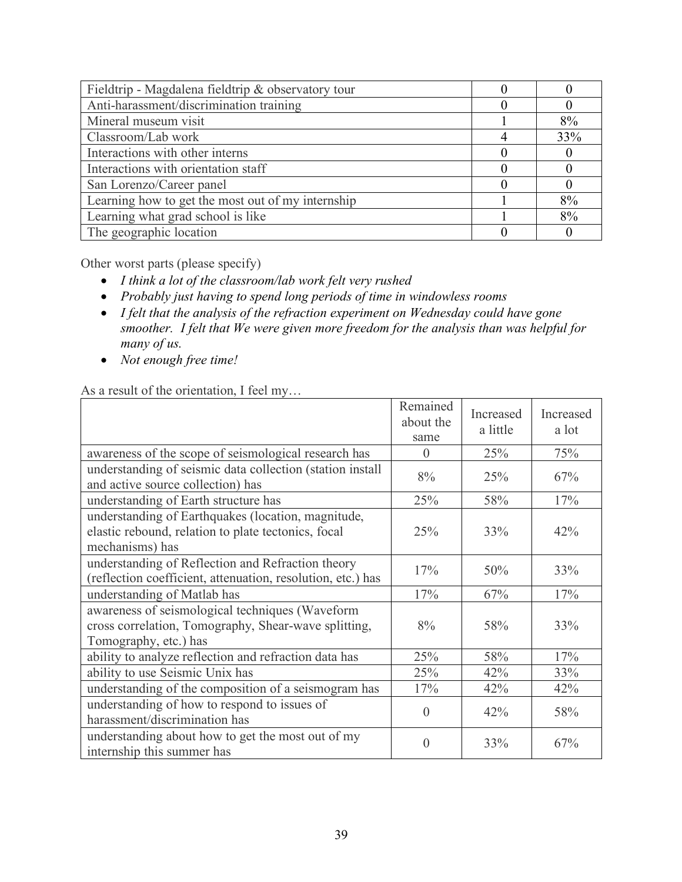| | | |
|---|---|---|
| Fieldtrip - Magdalena fieldtrip & observatory tour | 0 | 0 |
| Anti-harassment/discrimination training | 0 | 0 |
| Mineral museum visit | 1 | 8% |
| Classroom/Lab work | 4 | 33% |
| Interactions with other interns | 0 | 0 |
| Interactions with orientation staff | 0 | 0 |
| San Lorenzo/Career panel | 0 | 0 |
| Learning how to get the most out of my internship | 1 | 8% |
| Learning what grad school is like | 1 | 8% |
| The geographic location | 0 | 0 |

Other worst parts (please specify)

- *I think a lot of the classroom/lab work felt very rushed*
- *Probably just having to spend long periods of time in windowless rooms*
- *I felt that the analysis of the refraction experiment on Wednesday could have gone smoother. I felt that We were given more freedom for the analysis than was helpful for many of us.*
- *Not enough free time!*

As a result of the orientation, I feel my…

| | Remained about the same | Increased a little | Increased a lot |
|---|---|---|---|
| awareness of the scope of seismological research has | 0 | 25% | 75% |
| understanding of seismic data collection (station install and active source collection) has | 8% | 25% | 67% |
| understanding of Earth structure has | 25% | 58% | 17% |
| understanding of Earthquakes (location, magnitude, elastic rebound, relation to plate tectonics, focal mechanisms) has | 25% | 33% | 42% |
| understanding of Reflection and Refraction theory (reflection coefficient, attenuation, resolution, etc.) has | 17% | 50% | 33% |
| understanding of Matlab has | 17% | 67% | 17% |
| awareness of seismological techniques (Waveform cross correlation, Tomography, Shear-wave splitting, Tomography, etc.) has | 8% | 58% | 33% |
| ability to analyze reflection and refraction data has | 25% | 58% | 17% |
| ability to use Seismic Unix has | 25% | 42% | 33% |
| understanding of the composition of a seismogram has | 17% | 42% | 42% |
| understanding of how to respond to issues of harassment/discrimination has | 0 | 42% | 58% |
| understanding about how to get the most out of my internship this summer has | 0 | 33% | 67% |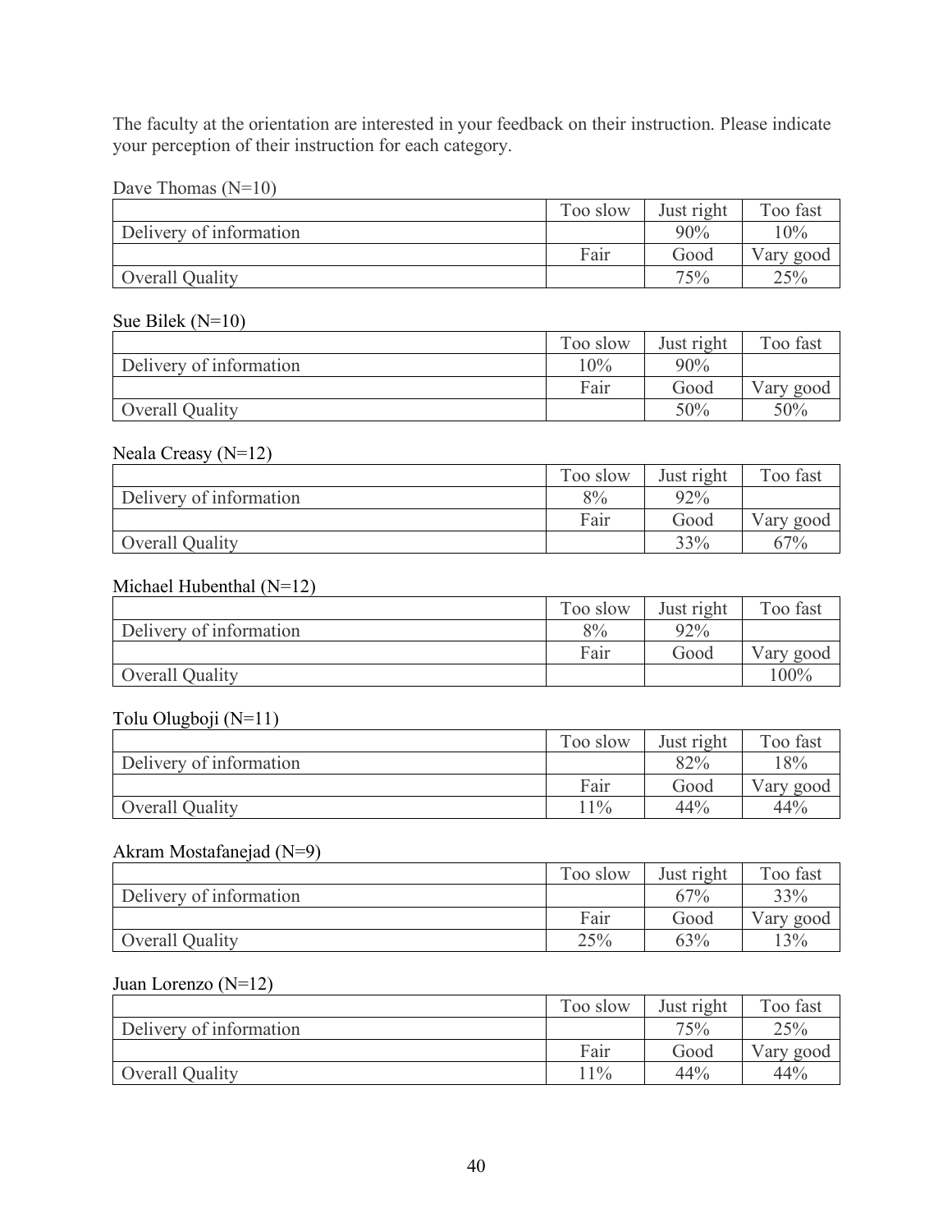The faculty at the orientation are interested in your feedback on their instruction. Please indicate your perception of their instruction for each category.

Dave Thomas (N=10)

| | Too slow | Just right | Too fast |
|---|---|---|---|
| Delivery of information | | 90% | 10% |
| | Fair | Good | Vary good |
| Overall Quality | | 75% | 25% |

Sue Bilek (N=10)

| | Too slow | Just right | Too fast |
|---|---|---|---|
| Delivery of information | 10% | 90% | |
| | Fair | Good | Vary good |
| Overall Quality | | 50% | 50% |

Neala Creasy (N=12)

| | Too slow | Just right | Too fast |
|---|---|---|---|
| Delivery of information | 8% | 92% | |
| | Fair | Good | Vary good |
| Overall Quality | | 33% | 67% |

Michael Hubenthal (N=12)

| | Too slow | Just right | Too fast |
|---|---|---|---|
| Delivery of information | 8% | 92% | |
| | Fair | Good | Vary good |
| Overall Quality | | | 100% |

Tolu Olugboji (N=11)

| | Too slow | Just right | Too fast |
|---|---|---|---|
| Delivery of information | | 82% | 18% |
| | Fair | Good | Vary good |
| Overall Quality | 11% | 44% | 44% |

Akram Mostafanejad (N=9)

| | Too slow | Just right | Too fast |
|---|---|---|---|
| Delivery of information | | 67% | 33% |
| | Fair | Good | Vary good |
| Overall Quality | 25% | 63% | 13% |

Juan Lorenzo (N=12)

| | Too slow | Just right | Too fast |
|---|---|---|---|
| Delivery of information | | 75% | 25% |
| | Fair | Good | Vary good |
| Overall Quality | 11% | 44% | 44% |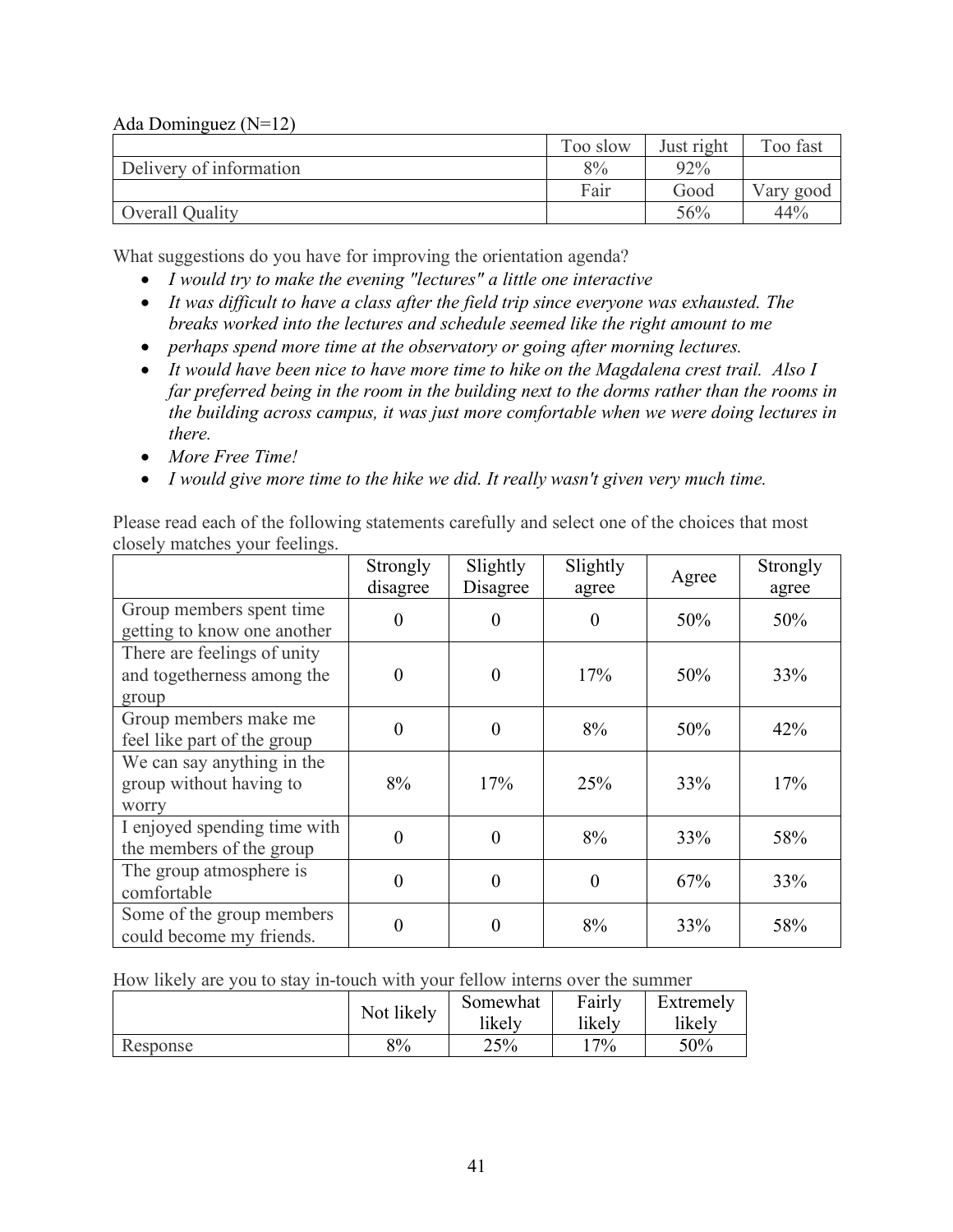Ada Dominguez (N=12)

| | Too slow | Just right | Too fast |
|---|---|---|---|
| Delivery of information | 8% | 92% | |
| | Fair | Good | Vary good |
| Overall Quality | | 56% | 44% |

What suggestions do you have for improving the orientation agenda?

- *I would try to make the evening "lectures" a little one interactive*
- *It was difficult to have a class after the field trip since everyone was exhausted. The breaks worked into the lectures and schedule seemed like the right amount to me*
- *perhaps spend more time at the observatory or going after morning lectures.*
- *It would have been nice to have more time to hike on the Magdalena crest trail. Also I far preferred being in the room in the building next to the dorms rather than the rooms in the building across campus, it was just more comfortable when we were doing lectures in there.*
- *More Free Time!*
- *I would give more time to the hike we did. It really wasn't given very much time.*

Please read each of the following statements carefully and select one of the choices that most closely matches your feelings.

| | Strongly disagree | Slightly Disagree | Slightly agree | Agree | Strongly agree |
|---|---|---|---|---|---|
| Group members spent time getting to know one another | 0 | 0 | 0 | 50% | 50% |
| There are feelings of unity and togetherness among the group | 0 | 0 | 17% | 50% | 33% |
| Group members make me feel like part of the group | 0 | 0 | 8% | 50% | 42% |
| We can say anything in the group without having to worry | 8% | 17% | 25% | 33% | 17% |
| I enjoyed spending time with the members of the group | 0 | 0 | 8% | 33% | 58% |
| The group atmosphere is comfortable | 0 | 0 | 0 | 67% | 33% |
| Some of the group members could become my friends. | 0 | 0 | 8% | 33% | 58% |

How likely are you to stay in-touch with your fellow interns over the summer

| | Not likely | Somewhat likely | Fairly likely | Extremely likely |
|---|---|---|---|---|
| Response | 8% | 25% | 17% | 50% |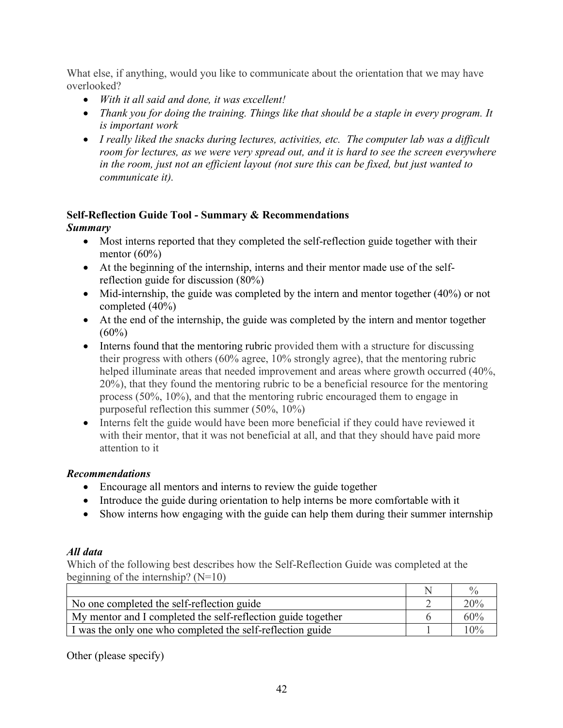What else, if anything, would you like to communicate about the orientation that we may have overlooked?

- *With it all said and done, it was excellent!*
- *Thank you for doing the training. Things like that should be a staple in every program. It is important work*
- *I really liked the snacks during lectures, activities, etc. The computer lab was a difficult room for lectures, as we were very spread out, and it is hard to see the screen everywhere in the room, just not an efficient layout (not sure this can be fixed, but just wanted to communicate it).*

**Self-Reflection Guide Tool - Summary & Recommendations**

***Summary***

- Most interns reported that they completed the self-reflection guide together with their mentor (60%)
- At the beginning of the internship, interns and their mentor made use of the self-reflection guide for discussion (80%)
- Mid-internship, the guide was completed by the intern and mentor together (40%) or not completed (40%)
- At the end of the internship, the guide was completed by the intern and mentor together (60%)
- Interns found that the mentoring rubric provided them with a structure for discussing their progress with others (60% agree, 10% strongly agree), that the mentoring rubric helped illuminate areas that needed improvement and areas where growth occurred (40%, 20%), that they found the mentoring rubric to be a beneficial resource for the mentoring process (50%, 10%), and that the mentoring rubric encouraged them to engage in purposeful reflection this summer (50%, 10%)
- Interns felt the guide would have been more beneficial if they could have reviewed it with their mentor, that it was not beneficial at all, and that they should have paid more attention to it

***Recommendations***

- Encourage all mentors and interns to review the guide together
- Introduce the guide during orientation to help interns be more comfortable with it
- Show interns how engaging with the guide can help them during their summer internship

***All data***

Which of the following best describes how the Self-Reflection Guide was completed at the beginning of the internship? (N=10)

| | N | % |
|---|---|---|
| No one completed the self-reflection guide | 2 | 20% |
| My mentor and I completed the self-reflection guide together | 6 | 60% |
| I was the only one who completed the self-reflection guide | 1 | 10% |

Other (please specify)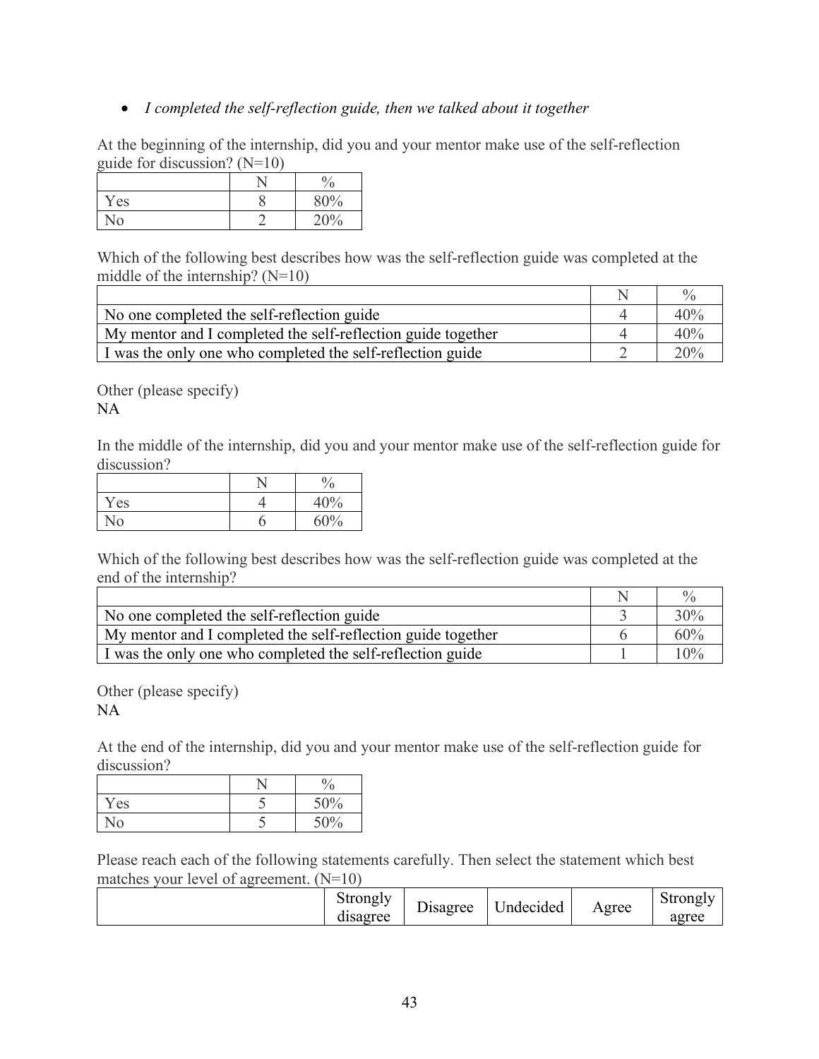- *I completed the self-reflection guide, then we talked about it together*

At the beginning of the internship, did you and your mentor make use of the self-reflection guide for discussion? (N=10)

| | N | % |
|---|---|---|
| Yes | 8 | 80% |
| No | 2 | 20% |

Which of the following best describes how was the self-reflection guide was completed at the middle of the internship? (N=10)

| | N | % |
|---|---|---|
| No one completed the self-reflection guide | 4 | 40% |
| My mentor and I completed the self-reflection guide together | 4 | 40% |
| I was the only one who completed the self-reflection guide | 2 | 20% |

Other (please specify)
NA

In the middle of the internship, did you and your mentor make use of the self-reflection guide for discussion?

| | N | % |
|---|---|---|
| Yes | 4 | 40% |
| No | 6 | 60% |

Which of the following best describes how was the self-reflection guide was completed at the end of the internship?

| | N | % |
|---|---|---|
| No one completed the self-reflection guide | 3 | 30% |
| My mentor and I completed the self-reflection guide together | 6 | 60% |
| I was the only one who completed the self-reflection guide | 1 | 10% |

Other (please specify)
NA

At the end of the internship, did you and your mentor make use of the self-reflection guide for discussion?

| | N | % |
|---|---|---|
| Yes | 5 | 50% |
| No | 5 | 50% |

Please reach each of the following statements carefully. Then select the statement which best matches your level of agreement. (N=10)

| | Strongly disagree | Disagree | Undecided | Agree | Strongly agree |
|---|---|---|---|---|---|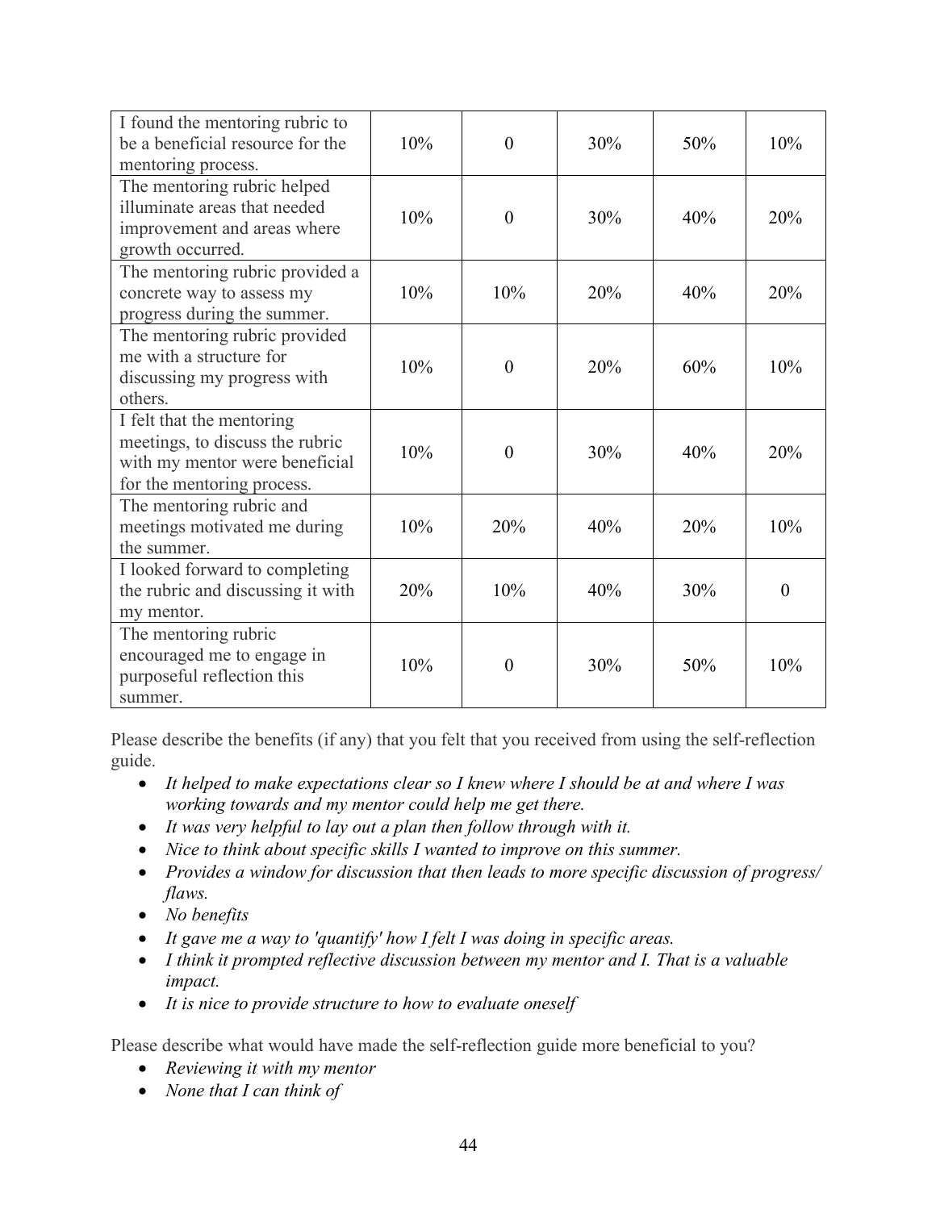| | | | | | |
|---|---|---|---|---|---|
| I found the mentoring rubric to be a beneficial resource for the mentoring process. | 10% | 0 | 30% | 50% | 10% |
| The mentoring rubric helped illuminate areas that needed improvement and areas where growth occurred. | 10% | 0 | 30% | 40% | 20% |
| The mentoring rubric provided a concrete way to assess my progress during the summer. | 10% | 10% | 20% | 40% | 20% |
| The mentoring rubric provided me with a structure for discussing my progress with others. | 10% | 0 | 20% | 60% | 10% |
| I felt that the mentoring meetings, to discuss the rubric with my mentor were beneficial for the mentoring process. | 10% | 0 | 30% | 40% | 20% |
| The mentoring rubric and meetings motivated me during the summer. | 10% | 20% | 40% | 20% | 10% |
| I looked forward to completing the rubric and discussing it with my mentor. | 20% | 10% | 40% | 30% | 0 |
| The mentoring rubric encouraged me to engage in purposeful reflection this summer. | 10% | 0 | 30% | 50% | 10% |

Please describe the benefits (if any) that you felt that you received from using the self-reflection guide.

- *It helped to make expectations clear so I knew where I should be at and where I was working towards and my mentor could help me get there.*
- *It was very helpful to lay out a plan then follow through with it.*
- *Nice to think about specific skills I wanted to improve on this summer.*
- *Provides a window for discussion that then leads to more specific discussion of progress/ flaws.*
- *No benefits*
- *It gave me a way to 'quantify' how I felt I was doing in specific areas.*
- *I think it prompted reflective discussion between my mentor and I. That is a valuable impact.*
- *It is nice to provide structure to how to evaluate oneself*

Please describe what would have made the self-reflection guide more beneficial to you?

- *Reviewing it with my mentor*
- *None that I can think of*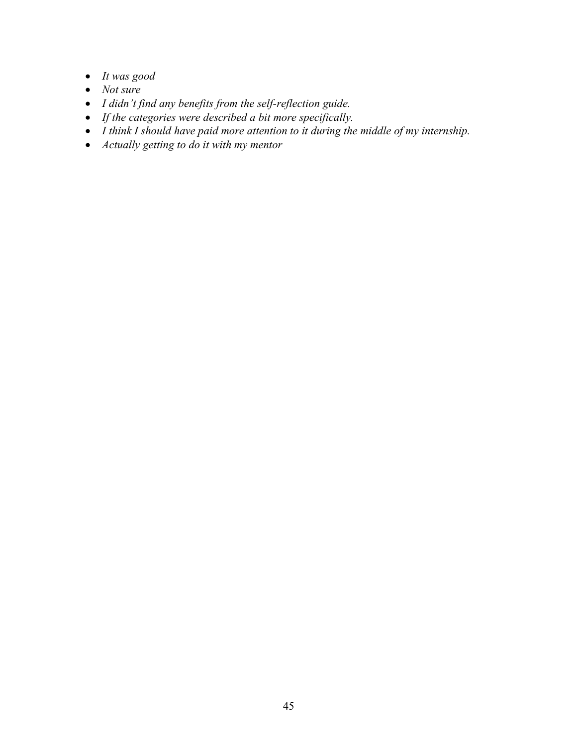- *It was good*
- *Not sure*
- *I didn't find any benefits from the self-reflection guide.*
- *If the categories were described a bit more specifically.*
- *I think I should have paid more attention to it during the middle of my internship.*
- *Actually getting to do it with my mentor*